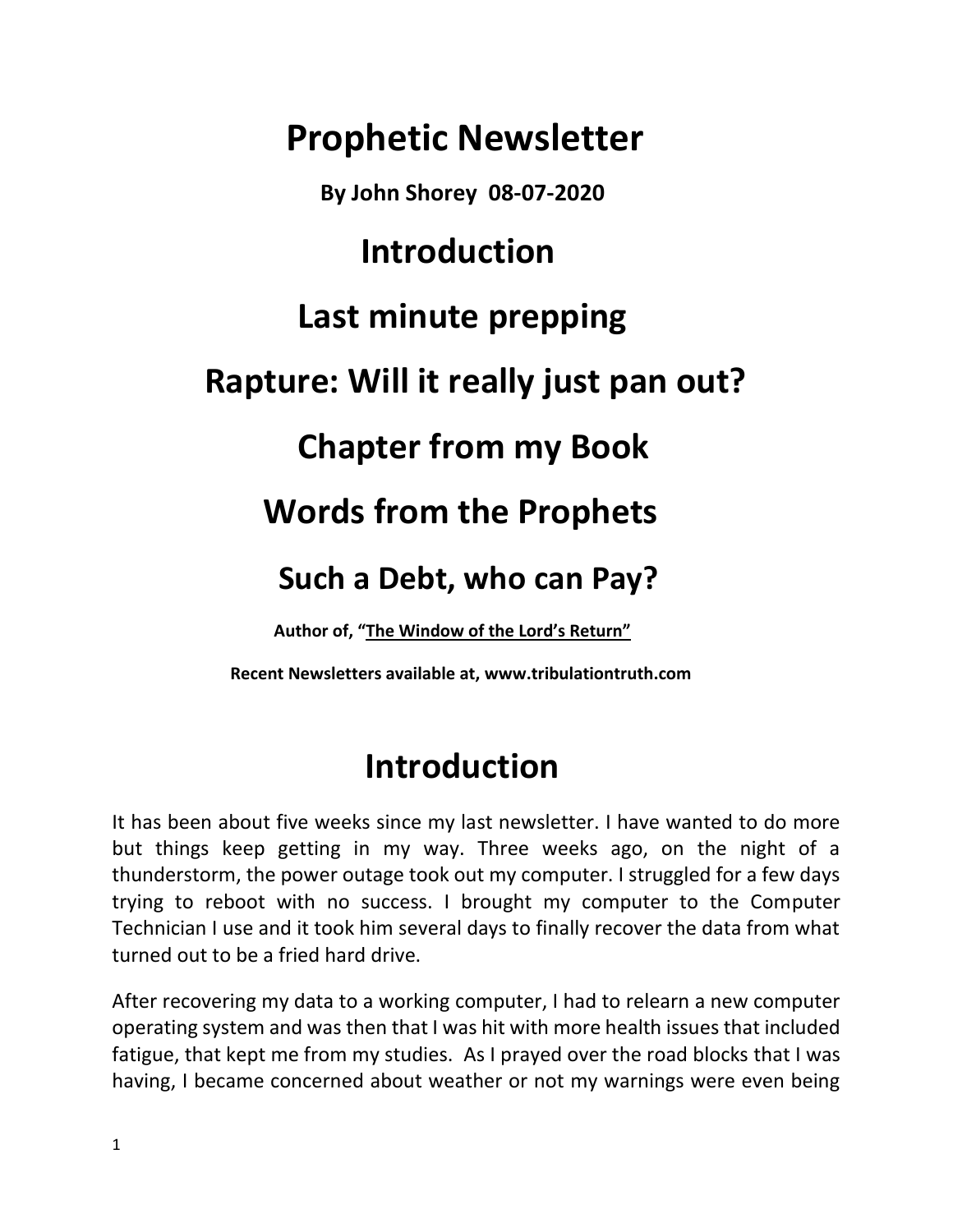# Prophetic Newsletter

**By John Shorey 08-07-2020**

## Introduction

## Last minute prepping

## Rapture: Will it really just pan out?

## Chapter from my Book

## Words from the Prophets

## Such a Debt, who can Pay?

**Author of, "The Window of the Lord's Return"**

**Recent Newsletters available at, www.tribulationtruth.com**

# Introduction

It has been about five weeks since my last newsletter. I have wanted to do more but things keep getting in my way. Three weeks ago, on the night of a thunderstorm, the power outage took out my computer. I struggled for a few days trying to reboot with no success. I brought my computer to the Computer Technician I use and it took him several days to finally recover the data from what turned out to be a fried hard drive.

After recovering my data to a working computer, I had to relearn a new computer operating system and was then that I was hit with more health issues that included fatigue, that kept me from my studies. As I prayed over the road blocks that I was having, I became concerned about weather or not my warnings were even being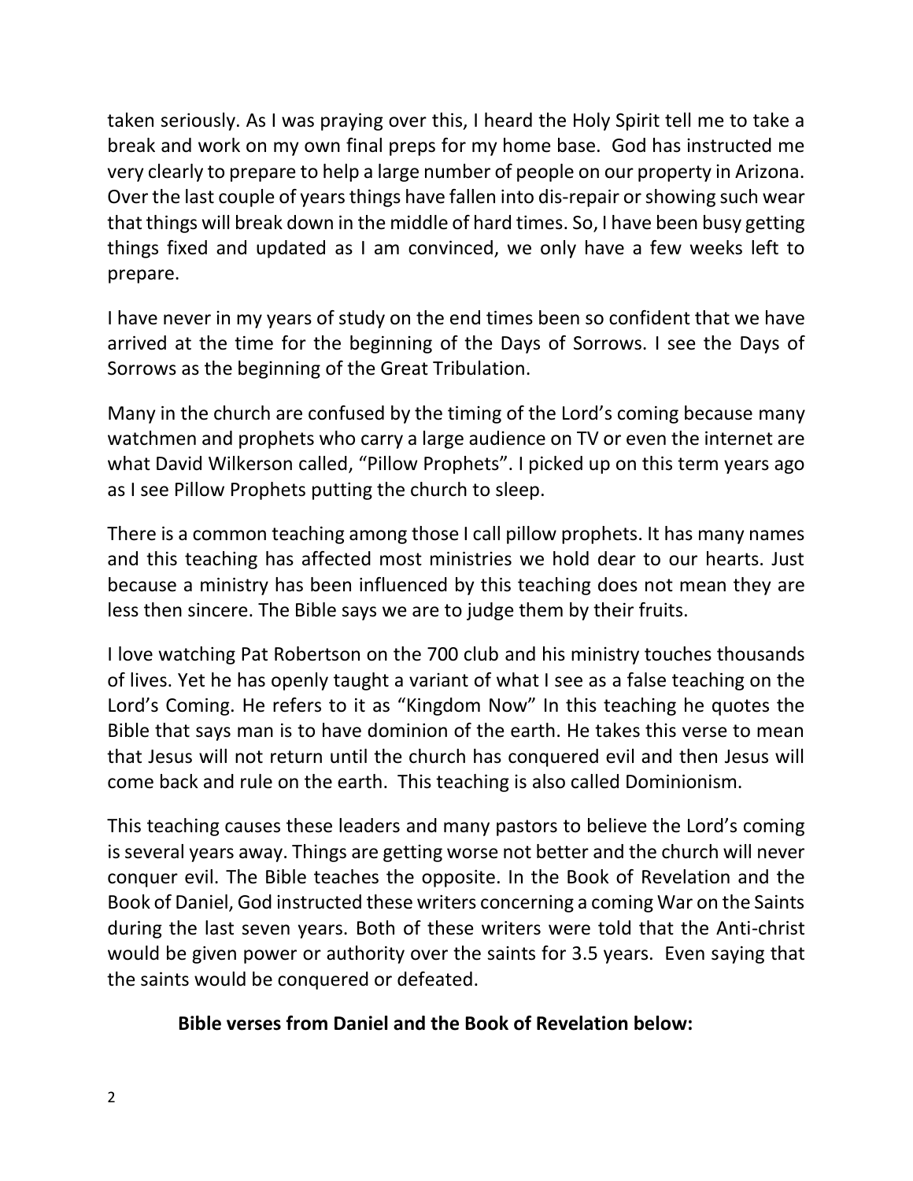taken seriously. As I was praying over this, I heard the Holy Spirit tell me to take a break and work on my own final preps for my home base. God has instructed me very clearly to prepare to help a large number of people on our property in Arizona. Over the last couple of years things have fallen into dis-repair or showing such wear that things will break down in the middle of hard times. So, I have been busy getting things fixed and updated as I am convinced, we only have a few weeks left to prepare.

I have never in my years of study on the end times been so confident that we have arrived at the time for the beginning of the Days of Sorrows. I see the Days of Sorrows as the beginning of the Great Tribulation.

Many in the church are confused by the timing of the Lord's coming because many watchmen and prophets who carry a large audience on TV or even the internet are what David Wilkerson called, "Pillow Prophets". I picked up on this term years ago as I see Pillow Prophets putting the church to sleep.

There is a common teaching among those I call pillow prophets. It has many names and this teaching has affected most ministries we hold dear to our hearts. Just because a ministry has been influenced by this teaching does not mean they are less then sincere. The Bible says we are to judge them by their fruits.

I love watching Pat Robertson on the 700 club and his ministry touches thousands of lives. Yet he has openly taught a variant of what I see as a false teaching on the Lord's Coming. He refers to it as "Kingdom Now" In this teaching he quotes the Bible that says man is to have dominion of the earth. He takes this verse to mean that Jesus will not return until the church has conquered evil and then Jesus will come back and rule on the earth. This teaching is also called Dominionism.

This teaching causes these leaders and many pastors to believe the Lord's coming is several years away. Things are getting worse not better and the church will never conquer evil. The Bible teaches the opposite. In the Book of Revelation and the Book of Daniel, God instructed these writers concerning a coming War on the Saints during the last seven years. Both of these writers were told that the Anti-christ would be given power or authority over the saints for 3.5 years. Even saying that the saints would be conquered or defeated.

**Bible verses from Daniel and the Book of Revelation below:**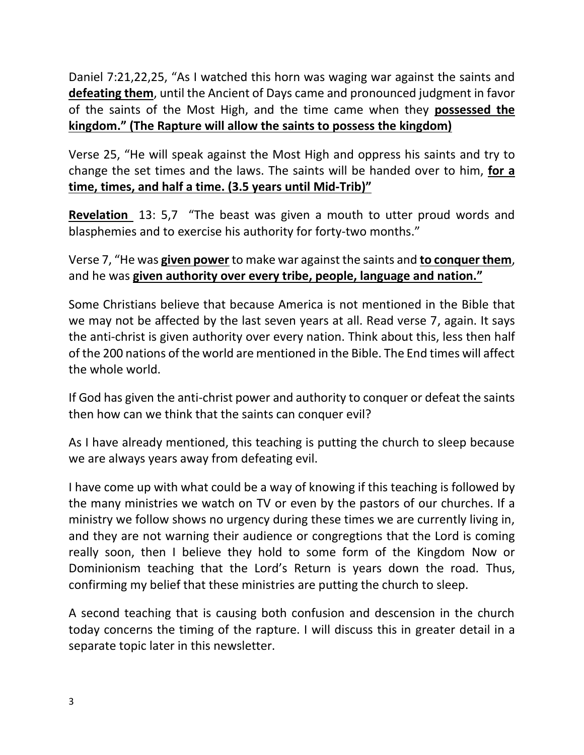Daniel 7:21,22,25, "As I watched this horn was waging war against the saints and **defeating them**, until the Ancient of Days came and pronounced judgment in favor of the saints of the Most High, and the time came when they **possessed the kingdom." (The Rapture will allow the saints to possess the kingdom)**

Verse 25, "He will speak against the Most High and oppress his saints and try to change the set times and the laws. The saints will be handed over to him, **for a time, times, and half a time. (3.5 years until Mid-Trib)"**

**Revelation** 13: 5,7 "The beast was given a mouth to utter proud words and blasphemies and to exercise his authority for forty-two months."

Verse 7, "He was **given power** to make war against the saints and **to conquer them**, and he was **given authority over every tribe, people, language and nation."**

Some Christians believe that because America is not mentioned in the Bible that we may not be affected by the last seven years at all. Read verse 7, again. It says the anti-christ is given authority over every nation. Think about this, less then half of the 200 nations of the world are mentioned in the Bible. The End times will affect the whole world.

If God has given the anti-christ power and authority to conquer or defeat the saints then how can we think that the saints can conquer evil?

As I have already mentioned, this teaching is putting the church to sleep because we are always years away from defeating evil.

I have come up with what could be a way of knowing if this teaching is followed by the many ministries we watch on TV or even by the pastors of our churches. If a ministry we follow shows no urgency during these times we are currently living in, and they are not warning their audience or congregtions that the Lord is coming really soon, then I believe they hold to some form of the Kingdom Now or Dominionism teaching that the Lord's Return is years down the road. Thus, confirming my belief that these ministries are putting the church to sleep.

A second teaching that is causing both confusion and descension in the church today concerns the timing of the rapture. I will discuss this in greater detail in a separate topic later in this newsletter.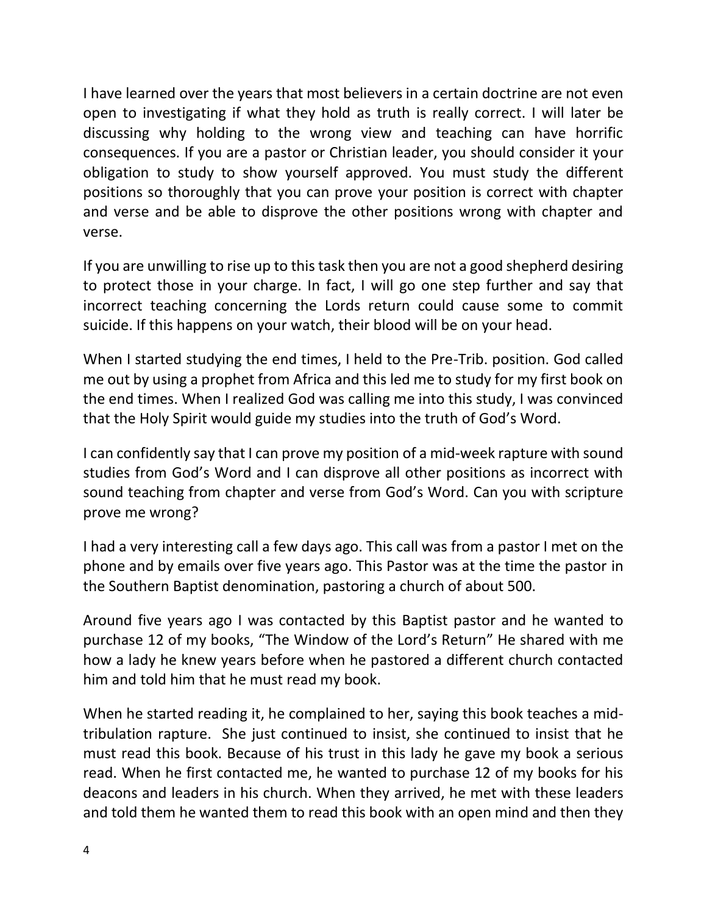I have learned over the years that most believers in a certain doctrine are not even open to investigating if what they hold as truth is really correct. I will later be discussing why holding to the wrong view and teaching can have horrific consequences. If you are a pastor or Christian leader, you should consider it your obligation to study to show yourself approved. You must study the different positions so thoroughly that you can prove your position is correct with chapter and verse and be able to disprove the other positions wrong with chapter and verse.

If you are unwilling to rise up to this task then you are not a good shepherd desiring to protect those in your charge. In fact, I will go one step further and say that incorrect teaching concerning the Lords return could cause some to commit suicide. If this happens on your watch, their blood will be on your head.

When I started studying the end times, I held to the Pre-Trib. position. God called me out by using a prophet from Africa and this led me to study for my first book on the end times. When I realized God was calling me into this study, I was convinced that the Holy Spirit would guide my studies into the truth of God's Word.

I can confidently say that I can prove my position of a mid-week rapture with sound studies from God's Word and I can disprove all other positions as incorrect with sound teaching from chapter and verse from God's Word. Can you with scripture prove me wrong?

I had a very interesting call a few days ago. This call was from a pastor I met on the phone and by emails over five years ago. This Pastor was at the time the pastor in the Southern Baptist denomination, pastoring a church of about 500.

Around five years ago I was contacted by this Baptist pastor and he wanted to purchase 12 of my books, "The Window of the Lord's Return" He shared with me how a lady he knew years before when he pastored a different church contacted him and told him that he must read my book.

When he started reading it, he complained to her, saying this book teaches a mid-tribulation rapture. She just continued to insist, she continued to insist that he must read this book. Because of his trust in this lady he gave my book a serious read. When he first contacted me, he wanted to purchase 12 of my books for his deacons and leaders in his church. When they arrived, he met with these leaders and told them he wanted them to read this book with an open mind and then they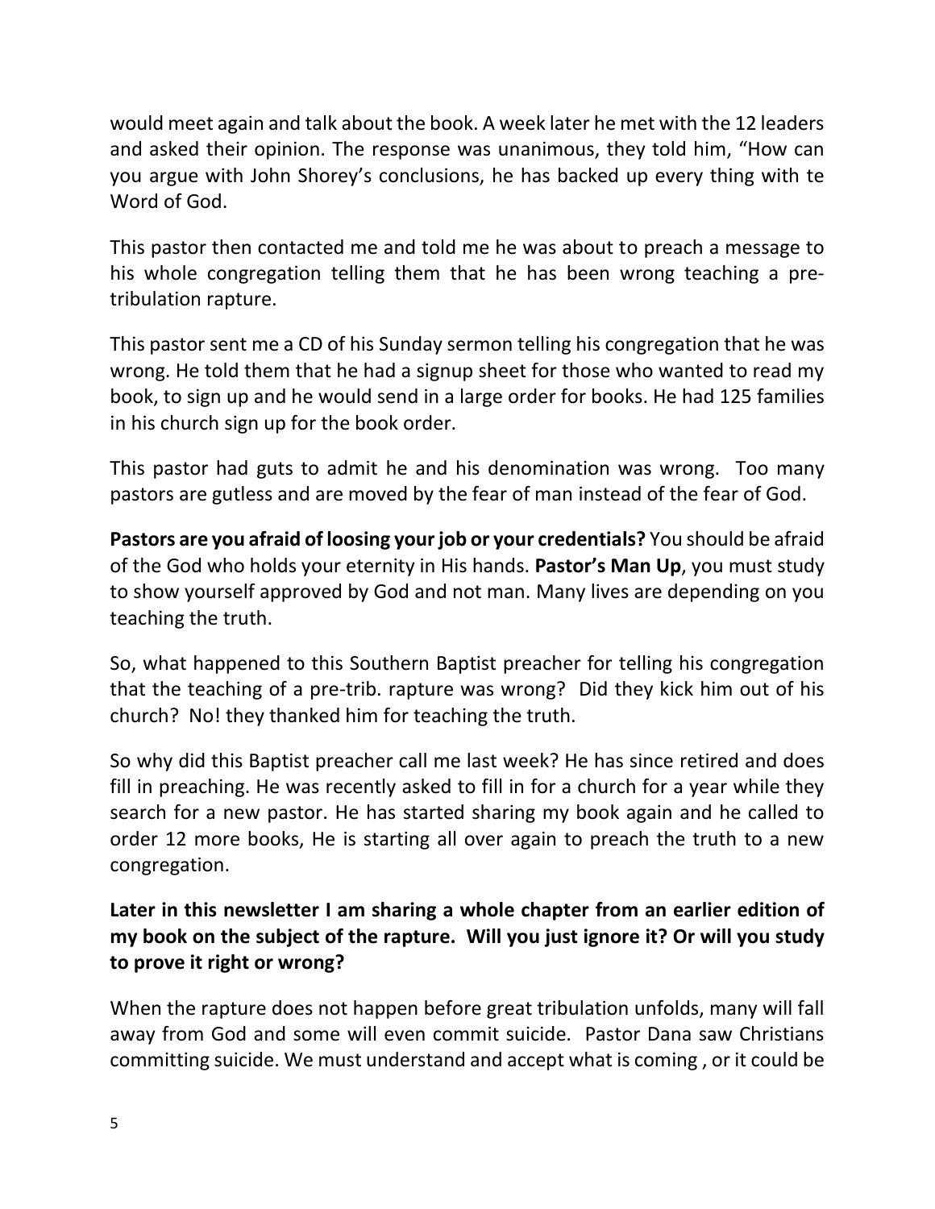would meet again and talk about the book. A week later he met with the 12 leaders and asked their opinion. The response was unanimous, they told him, "How can you argue with John Shorey's conclusions, he has backed up every thing with te Word of God.

This pastor then contacted me and told me he was about to preach a message to his whole congregation telling them that he has been wrong teaching a pre-tribulation rapture.

This pastor sent me a CD of his Sunday sermon telling his congregation that he was wrong. He told them that he had a signup sheet for those who wanted to read my book, to sign up and he would send in a large order for books. He had 125 families in his church sign up for the book order.

This pastor had guts to admit he and his denomination was wrong. Too many pastors are gutless and are moved by the fear of man instead of the fear of God.

**Pastors are you afraid of loosing your job or your credentials?** You should be afraid of the God who holds your eternity in His hands. **Pastor's Man Up**, you must study to show yourself approved by God and not man. Many lives are depending on you teaching the truth.

So, what happened to this Southern Baptist preacher for telling his congregation that the teaching of a pre-trib. rapture was wrong? Did they kick him out of his church? No! they thanked him for teaching the truth.

So why did this Baptist preacher call me last week? He has since retired and does fill in preaching. He was recently asked to fill in for a church for a year while they search for a new pastor. He has started sharing my book again and he called to order 12 more books, He is starting all over again to preach the truth to a new congregation.

**Later in this newsletter I am sharing a whole chapter from an earlier edition of my book on the subject of the rapture. Will you just ignore it? Or will you study to prove it right or wrong?**

When the rapture does not happen before great tribulation unfolds, many will fall away from God and some will even commit suicide. Pastor Dana saw Christians committing suicide. We must understand and accept what is coming , or it could be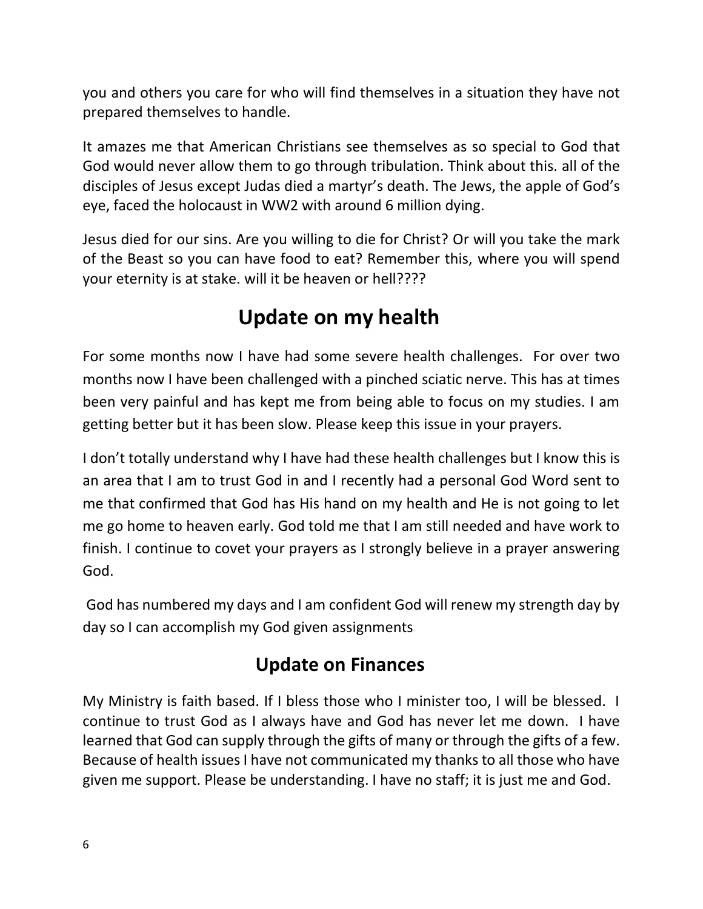you and others you care for who will find themselves in a situation they have not prepared themselves to handle.

It amazes me that American Christians see themselves as so special to God that God would never allow them to go through tribulation. Think about this. all of the disciples of Jesus except Judas died a martyr's death. The Jews, the apple of God's eye, faced the holocaust in WW2 with around 6 million dying.

Jesus died for our sins. Are you willing to die for Christ? Or will you take the mark of the Beast so you can have food to eat? Remember this, where you will spend your eternity is at stake. will it be heaven or hell????

# Update on my health

For some months now I have had some severe health challenges. For over two months now I have been challenged with a pinched sciatic nerve. This has at times been very painful and has kept me from being able to focus on my studies. I am getting better but it has been slow. Please keep this issue in your prayers.

I don't totally understand why I have had these health challenges but I know this is an area that I am to trust God in and I recently had a personal God Word sent to me that confirmed that God has His hand on my health and He is not going to let me go home to heaven early. God told me that I am still needed and have work to finish. I continue to covet your prayers as I strongly believe in a prayer answering God.

God has numbered my days and I am confident God will renew my strength day by day so I can accomplish my God given assignments

## Update on Finances

My Ministry is faith based. If I bless those who I minister too, I will be blessed. I continue to trust God as I always have and God has never let me down. I have learned that God can supply through the gifts of many or through the gifts of a few. Because of health issues I have not communicated my thanks to all those who have given me support. Please be understanding. I have no staff; it is just me and God.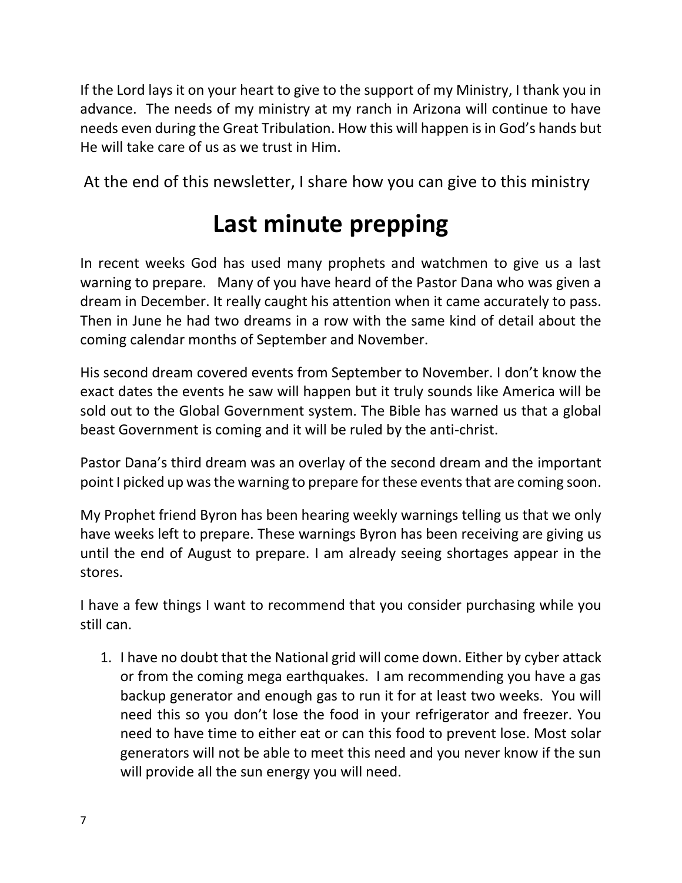If the Lord lays it on your heart to give to the support of my Ministry, I thank you in advance. The needs of my ministry at my ranch in Arizona will continue to have needs even during the Great Tribulation. How this will happen is in God's hands but He will take care of us as we trust in Him.

At the end of this newsletter, I share how you can give to this ministry

# Last minute prepping

In recent weeks God has used many prophets and watchmen to give us a last warning to prepare. Many of you have heard of the Pastor Dana who was given a dream in December. It really caught his attention when it came accurately to pass. Then in June he had two dreams in a row with the same kind of detail about the coming calendar months of September and November.

His second dream covered events from September to November. I don't know the exact dates the events he saw will happen but it truly sounds like America will be sold out to the Global Government system. The Bible has warned us that a global beast Government is coming and it will be ruled by the anti-christ.

Pastor Dana's third dream was an overlay of the second dream and the important point I picked up was the warning to prepare for these events that are coming soon.

My Prophet friend Byron has been hearing weekly warnings telling us that we only have weeks left to prepare. These warnings Byron has been receiving are giving us until the end of August to prepare. I am already seeing shortages appear in the stores.

I have a few things I want to recommend that you consider purchasing while you still can.

1. I have no doubt that the National grid will come down. Either by cyber attack or from the coming mega earthquakes. I am recommending you have a gas backup generator and enough gas to run it for at least two weeks. You will need this so you don't lose the food in your refrigerator and freezer. You need to have time to either eat or can this food to prevent lose. Most solar generators will not be able to meet this need and you never know if the sun will provide all the sun energy you will need.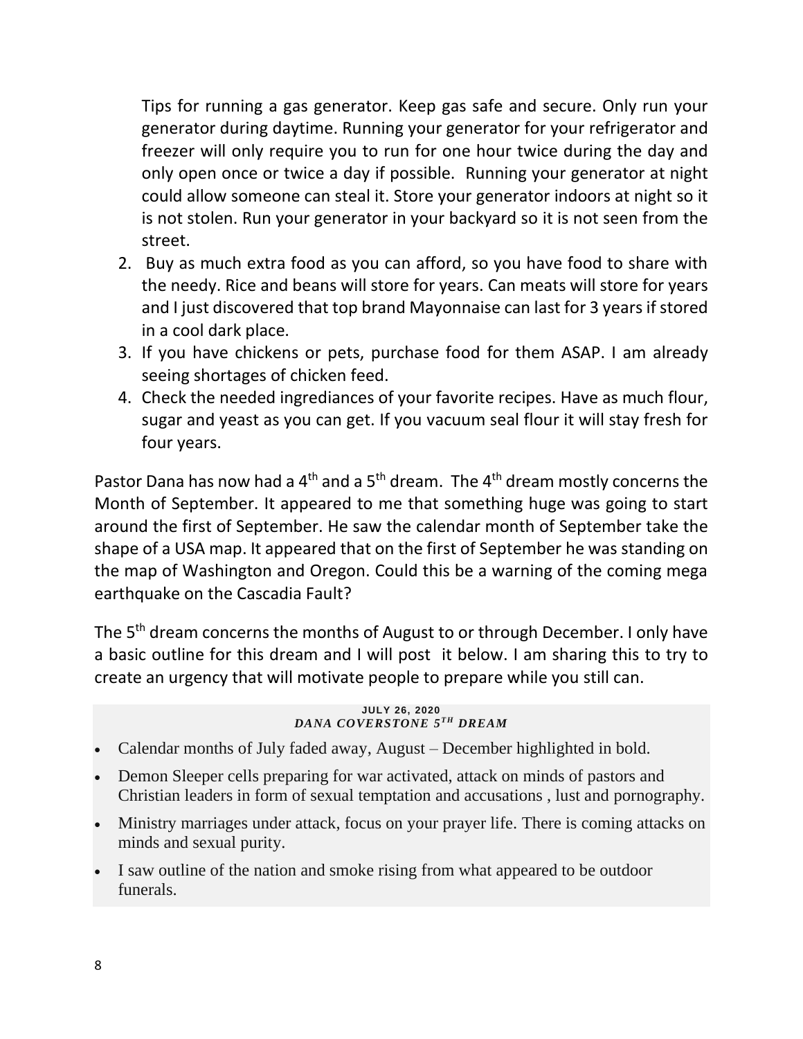Tips for running a gas generator. Keep gas safe and secure. Only run your generator during daytime. Running your generator for your refrigerator and freezer will only require you to run for one hour twice during the day and only open once or twice a day if possible. Running your generator at night could allow someone can steal it. Store your generator indoors at night so it is not stolen. Run your generator in your backyard so it is not seen from the street.

2. Buy as much extra food as you can afford, so you have food to share with the needy. Rice and beans will store for years. Can meats will store for years and I just discovered that top brand Mayonnaise can last for 3 years if stored in a cool dark place.
3. If you have chickens or pets, purchase food for them ASAP. I am already seeing shortages of chicken feed.
4. Check the needed ingrediances of your favorite recipes. Have as much flour, sugar and yeast as you can get. If you vacuum seal flour it will stay fresh for four years.

Pastor Dana has now had a 4th and a 5th dream. The 4th dream mostly concerns the Month of September. It appeared to me that something huge was going to start around the first of September. He saw the calendar month of September take the shape of a USA map. It appeared that on the first of September he was standing on the map of Washington and Oregon. Could this be a warning of the coming mega earthquake on the Cascadia Fault?

The 5th dream concerns the months of August to or through December. I only have a basic outline for this dream and I will post it below. I am sharing this to try to create an urgency that will motivate people to prepare while you still can.

**JULY 26, 2020**
***DANA COVERSTONE 5TH DREAM***

- Calendar months of July faded away, August – December highlighted in bold.
- Demon Sleeper cells preparing for war activated, attack on minds of pastors and Christian leaders in form of sexual temptation and accusations , lust and pornography.
- Ministry marriages under attack, focus on your prayer life. There is coming attacks on minds and sexual purity.
- I saw outline of the nation and smoke rising from what appeared to be outdoor funerals.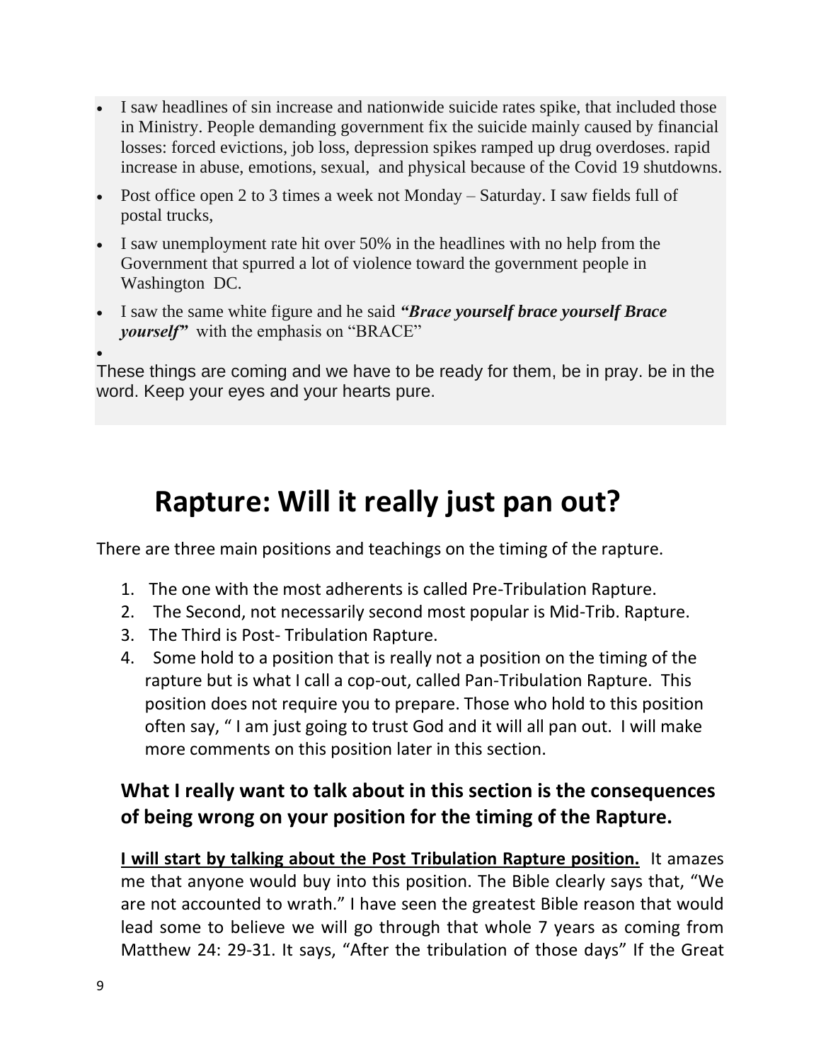- I saw headlines of sin increase and nationwide suicide rates spike, that included those in Ministry. People demanding government fix the suicide mainly caused by financial losses: forced evictions, job loss, depression spikes ramped up drug overdoses. rapid increase in abuse, emotions, sexual, and physical because of the Covid 19 shutdowns.
- Post office open 2 to 3 times a week not Monday – Saturday. I saw fields full of postal trucks,
- I saw unemployment rate hit over 50% in the headlines with no help from the Government that spurred a lot of violence toward the government people in Washington DC.
- I saw the same white figure and he said ***"Brace yourself brace yourself Brace yourself"*** with the emphasis on "BRACE"
-

These things are coming and we have to be ready for them, be in pray. be in the word. Keep your eyes and your hearts pure.

# Rapture: Will it really just pan out?

There are three main positions and teachings on the timing of the rapture.

1. The one with the most adherents is called Pre-Tribulation Rapture.
2. The Second, not necessarily second most popular is Mid-Trib. Rapture.
3. The Third is Post- Tribulation Rapture.
4. Some hold to a position that is really not a position on the timing of the rapture but is what I call a cop-out, called Pan-Tribulation Rapture. This position does not require you to prepare. Those who hold to this position often say, " I am just going to trust God and it will all pan out. I will make more comments on this position later in this section.

## What I really want to talk about in this section is the consequences of being wrong on your position for the timing of the Rapture.

**I will start by talking about the Post Tribulation Rapture position.** It amazes me that anyone would buy into this position. The Bible clearly says that, "We are not accounted to wrath." I have seen the greatest Bible reason that would lead some to believe we will go through that whole 7 years as coming from Matthew 24: 29-31. It says, "After the tribulation of those days" If the Great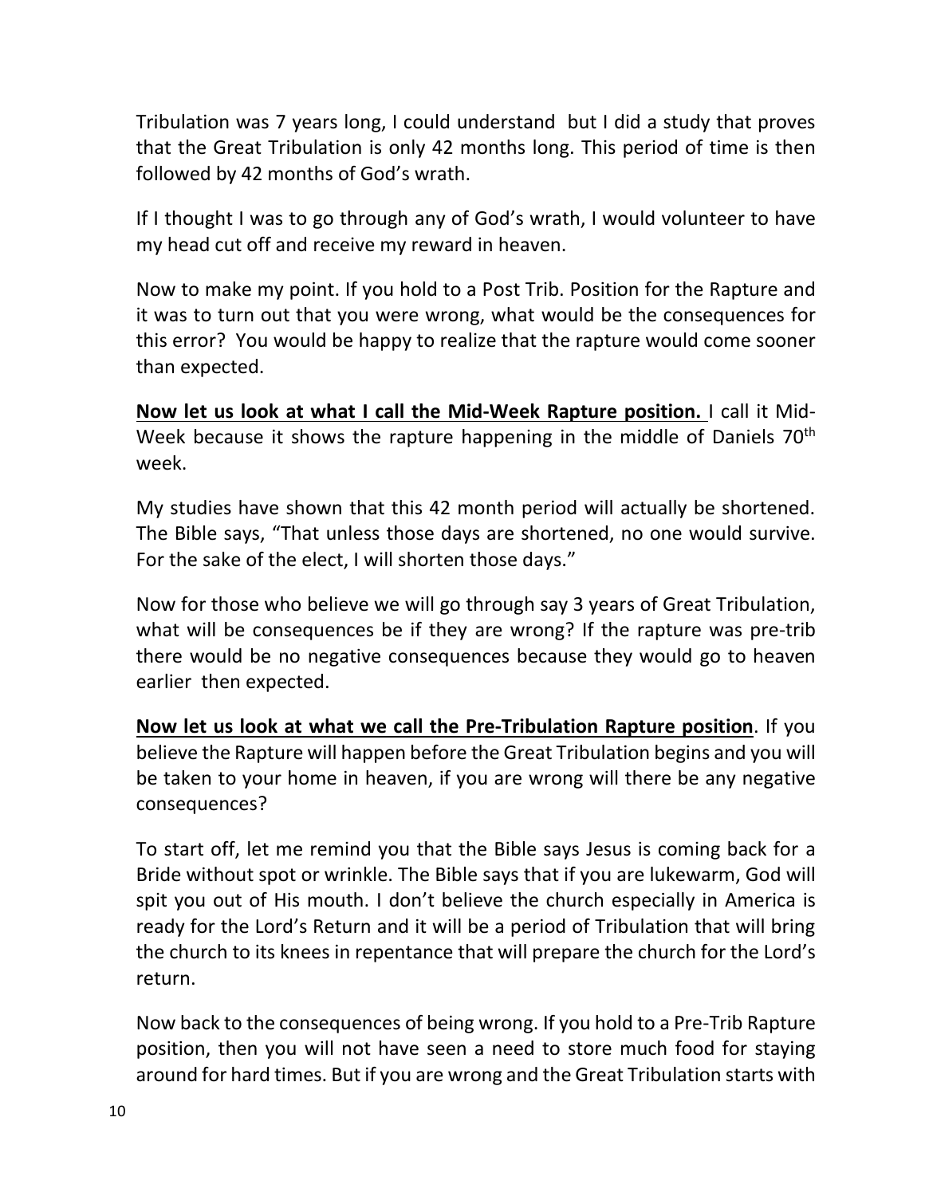Tribulation was 7 years long, I could understand but I did a study that proves that the Great Tribulation is only 42 months long. This period of time is then followed by 42 months of God's wrath.

If I thought I was to go through any of God's wrath, I would volunteer to have my head cut off and receive my reward in heaven.

Now to make my point. If you hold to a Post Trib. Position for the Rapture and it was to turn out that you were wrong, what would be the consequences for this error? You would be happy to realize that the rapture would come sooner than expected.

**<u>Now let us look at what I call the Mid-Week Rapture position.</u>** I call it Mid-Week because it shows the rapture happening in the middle of Daniels 70th week.

My studies have shown that this 42 month period will actually be shortened. The Bible says, "That unless those days are shortened, no one would survive. For the sake of the elect, I will shorten those days."

Now for those who believe we will go through say 3 years of Great Tribulation, what will be consequences be if they are wrong? If the rapture was pre-trib there would be no negative consequences because they would go to heaven earlier then expected.

**<u>Now let us look at what we call the Pre-Tribulation Rapture position</u>**. If you believe the Rapture will happen before the Great Tribulation begins and you will be taken to your home in heaven, if you are wrong will there be any negative consequences?

To start off, let me remind you that the Bible says Jesus is coming back for a Bride without spot or wrinkle. The Bible says that if you are lukewarm, God will spit you out of His mouth. I don't believe the church especially in America is ready for the Lord's Return and it will be a period of Tribulation that will bring the church to its knees in repentance that will prepare the church for the Lord's return.

Now back to the consequences of being wrong. If you hold to a Pre-Trib Rapture position, then you will not have seen a need to store much food for staying around for hard times. But if you are wrong and the Great Tribulation starts with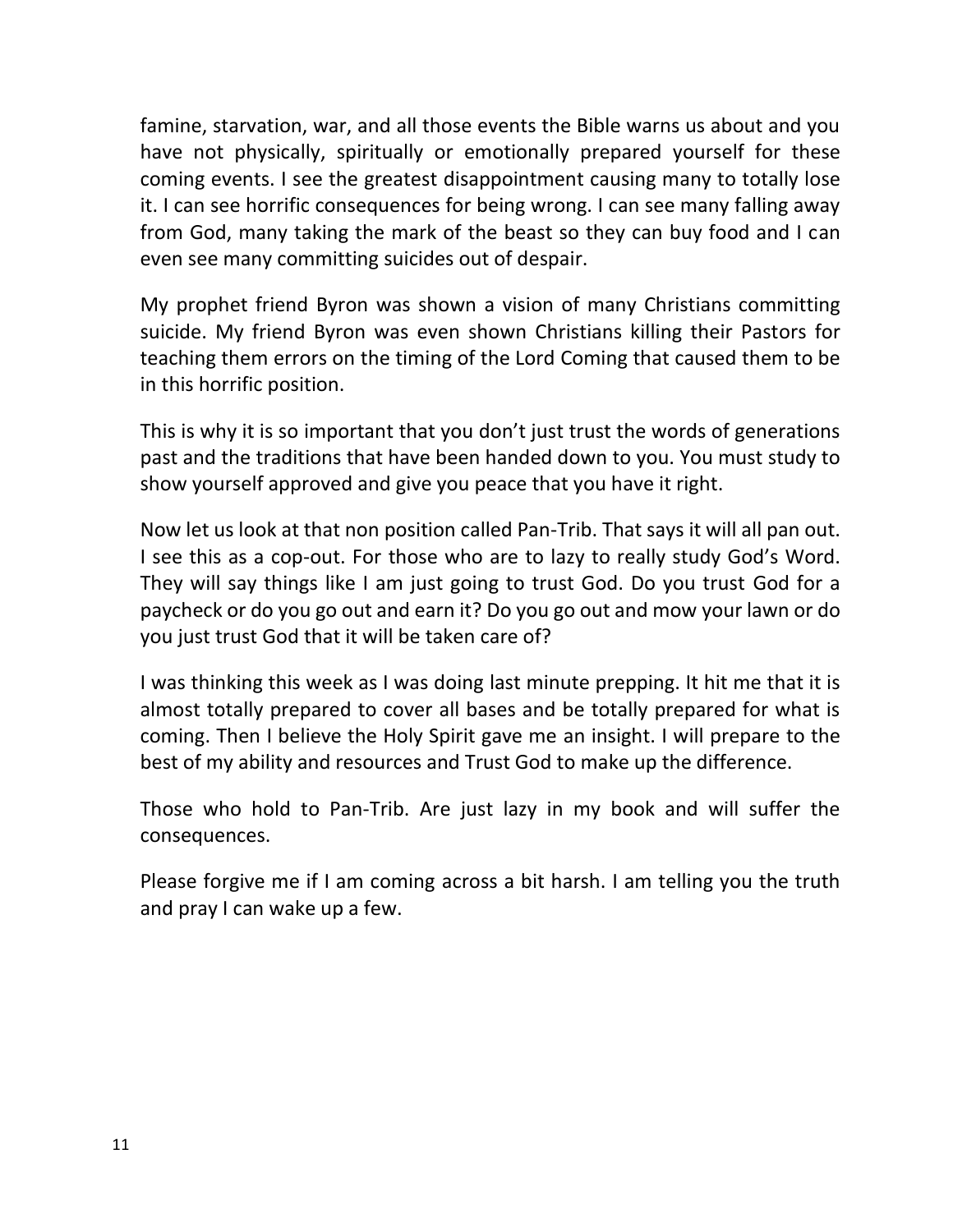famine, starvation, war, and all those events the Bible warns us about and you have not physically, spiritually or emotionally prepared yourself for these coming events. I see the greatest disappointment causing many to totally lose it. I can see horrific consequences for being wrong. I can see many falling away from God, many taking the mark of the beast so they can buy food and I can even see many committing suicides out of despair.

My prophet friend Byron was shown a vision of many Christians committing suicide. My friend Byron was even shown Christians killing their Pastors for teaching them errors on the timing of the Lord Coming that caused them to be in this horrific position.

This is why it is so important that you don't just trust the words of generations past and the traditions that have been handed down to you. You must study to show yourself approved and give you peace that you have it right.

Now let us look at that non position called Pan-Trib. That says it will all pan out. I see this as a cop-out. For those who are to lazy to really study God's Word. They will say things like I am just going to trust God. Do you trust God for a paycheck or do you go out and earn it? Do you go out and mow your lawn or do you just trust God that it will be taken care of?

I was thinking this week as I was doing last minute prepping. It hit me that it is almost totally prepared to cover all bases and be totally prepared for what is coming. Then I believe the Holy Spirit gave me an insight. I will prepare to the best of my ability and resources and Trust God to make up the difference.

Those who hold to Pan-Trib. Are just lazy in my book and will suffer the consequences.

Please forgive me if I am coming across a bit harsh. I am telling you the truth and pray I can wake up a few.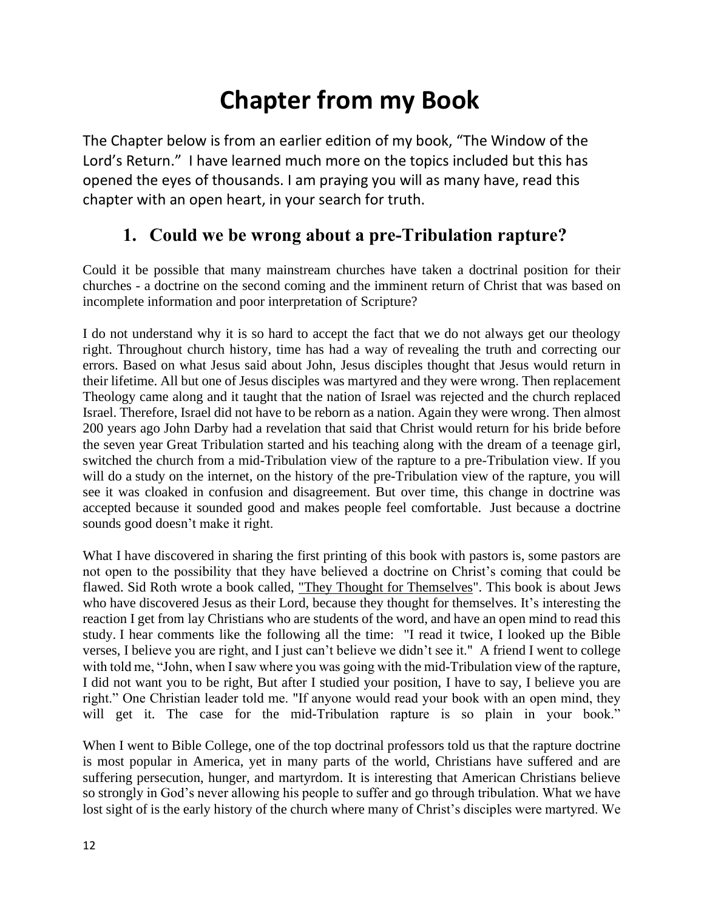# Chapter from my Book

The Chapter below is from an earlier edition of my book, “The Window of the Lord’s Return.” I have learned much more on the topics included but this has opened the eyes of thousands. I am praying you will as many have, read this chapter with an open heart, in your search for truth.

## 1. Could we be wrong about a pre-Tribulation rapture?

Could it be possible that many mainstream churches have taken a doctrinal position for their churches - a doctrine on the second coming and the imminent return of Christ that was based on incomplete information and poor interpretation of Scripture?

I do not understand why it is so hard to accept the fact that we do not always get our theology right. Throughout church history, time has had a way of revealing the truth and correcting our errors. Based on what Jesus said about John, Jesus disciples thought that Jesus would return in their lifetime. All but one of Jesus disciples was martyred and they were wrong. Then replacement Theology came along and it taught that the nation of Israel was rejected and the church replaced Israel. Therefore, Israel did not have to be reborn as a nation. Again they were wrong. Then almost 200 years ago John Darby had a revelation that said that Christ would return for his bride before the seven year Great Tribulation started and his teaching along with the dream of a teenage girl, switched the church from a mid-Tribulation view of the rapture to a pre-Tribulation view. If you will do a study on the internet, on the history of the pre-Tribulation view of the rapture, you will see it was cloaked in confusion and disagreement. But over time, this change in doctrine was accepted because it sounded good and makes people feel comfortable. Just because a doctrine sounds good doesn’t make it right.

What I have discovered in sharing the first printing of this book with pastors is, some pastors are not open to the possibility that they have believed a doctrine on Christ’s coming that could be flawed. Sid Roth wrote a book called, "They Thought for Themselves". This book is about Jews who have discovered Jesus as their Lord, because they thought for themselves. It’s interesting the reaction I get from lay Christians who are students of the word, and have an open mind to read this study. I hear comments like the following all the time: "I read it twice, I looked up the Bible verses, I believe you are right, and I just can’t believe we didn’t see it." A friend I went to college with told me, “John, when I saw where you was going with the mid-Tribulation view of the rapture, I did not want you to be right, But after I studied your position, I have to say, I believe you are right.” One Christian leader told me. "If anyone would read your book with an open mind, they will get it. The case for the mid-Tribulation rapture is so plain in your book.”

When I went to Bible College, one of the top doctrinal professors told us that the rapture doctrine is most popular in America, yet in many parts of the world, Christians have suffered and are suffering persecution, hunger, and martyrdom. It is interesting that American Christians believe so strongly in God’s never allowing his people to suffer and go through tribulation. What we have lost sight of is the early history of the church where many of Christ’s disciples were martyred. We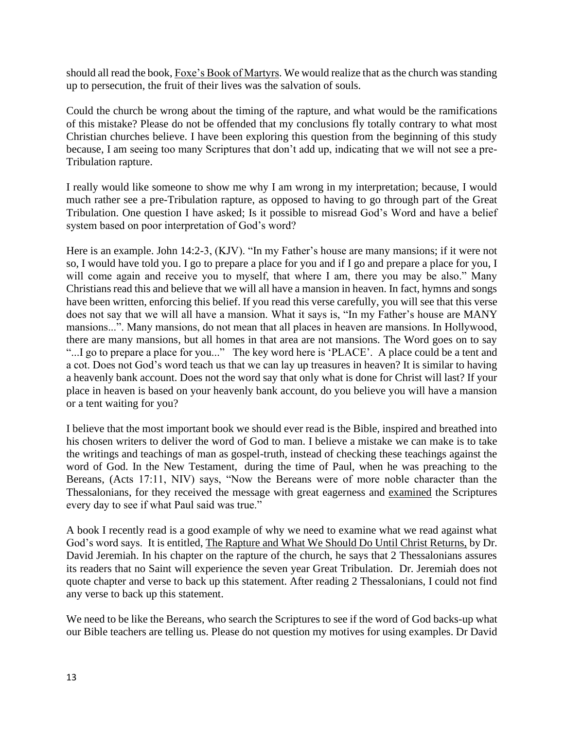should all read the book, Foxe's Book of Martyrs. We would realize that as the church was standing up to persecution, the fruit of their lives was the salvation of souls.

Could the church be wrong about the timing of the rapture, and what would be the ramifications of this mistake? Please do not be offended that my conclusions fly totally contrary to what most Christian churches believe. I have been exploring this question from the beginning of this study because, I am seeing too many Scriptures that don't add up, indicating that we will not see a pre-Tribulation rapture.

I really would like someone to show me why I am wrong in my interpretation; because, I would much rather see a pre-Tribulation rapture, as opposed to having to go through part of the Great Tribulation. One question I have asked; Is it possible to misread God's Word and have a belief system based on poor interpretation of God's word?

Here is an example. John 14:2-3, (KJV). "In my Father's house are many mansions; if it were not so, I would have told you. I go to prepare a place for you and if I go and prepare a place for you, I will come again and receive you to myself, that where I am, there you may be also." Many Christians read this and believe that we will all have a mansion in heaven. In fact, hymns and songs have been written, enforcing this belief. If you read this verse carefully, you will see that this verse does not say that we will all have a mansion. What it says is, "In my Father's house are MANY mansions...". Many mansions, do not mean that all places in heaven are mansions. In Hollywood, there are many mansions, but all homes in that area are not mansions. The Word goes on to say "...I go to prepare a place for you..." The key word here is 'PLACE'. A place could be a tent and a cot. Does not God's word teach us that we can lay up treasures in heaven? It is similar to having a heavenly bank account. Does not the word say that only what is done for Christ will last? If your place in heaven is based on your heavenly bank account, do you believe you will have a mansion or a tent waiting for you?

I believe that the most important book we should ever read is the Bible, inspired and breathed into his chosen writers to deliver the word of God to man. I believe a mistake we can make is to take the writings and teachings of man as gospel-truth, instead of checking these teachings against the word of God. In the New Testament, during the time of Paul, when he was preaching to the Bereans, (Acts 17:11, NIV) says, "Now the Bereans were of more noble character than the Thessalonians, for they received the message with great eagerness and examined the Scriptures every day to see if what Paul said was true."

A book I recently read is a good example of why we need to examine what we read against what God's word says. It is entitled, The Rapture and What We Should Do Until Christ Returns, by Dr. David Jeremiah. In his chapter on the rapture of the church, he says that 2 Thessalonians assures its readers that no Saint will experience the seven year Great Tribulation. Dr. Jeremiah does not quote chapter and verse to back up this statement. After reading 2 Thessalonians, I could not find any verse to back up this statement.

We need to be like the Bereans, who search the Scriptures to see if the word of God backs-up what our Bible teachers are telling us. Please do not question my motives for using examples. Dr David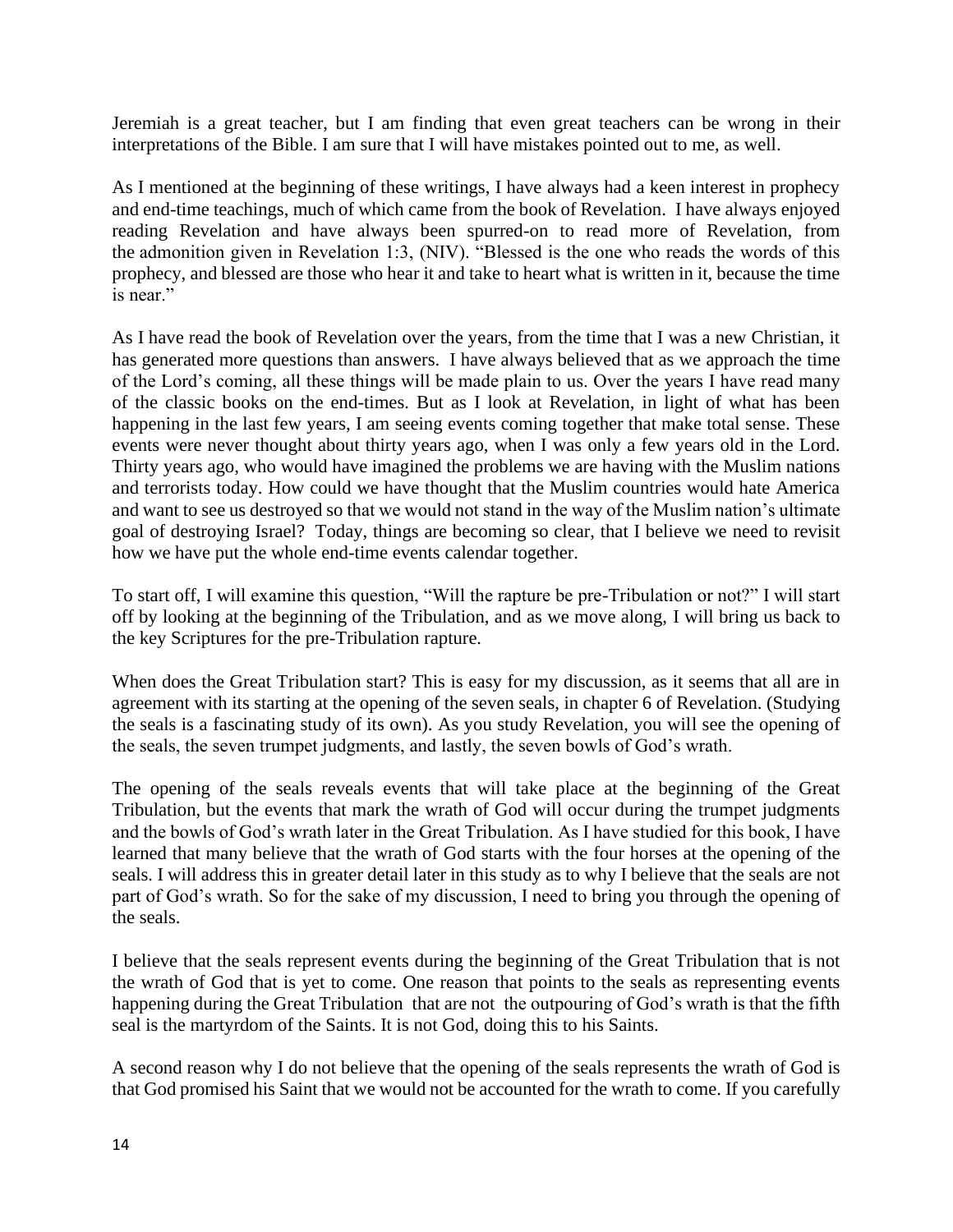Jeremiah is a great teacher, but I am finding that even great teachers can be wrong in their interpretations of the Bible. I am sure that I will have mistakes pointed out to me, as well.

As I mentioned at the beginning of these writings, I have always had a keen interest in prophecy and end-time teachings, much of which came from the book of Revelation. I have always enjoyed reading Revelation and have always been spurred-on to read more of Revelation, from the admonition given in Revelation 1:3, (NIV). "Blessed is the one who reads the words of this prophecy, and blessed are those who hear it and take to heart what is written in it, because the time is near."

As I have read the book of Revelation over the years, from the time that I was a new Christian, it has generated more questions than answers. I have always believed that as we approach the time of the Lord's coming, all these things will be made plain to us. Over the years I have read many of the classic books on the end-times. But as I look at Revelation, in light of what has been happening in the last few years, I am seeing events coming together that make total sense. These events were never thought about thirty years ago, when I was only a few years old in the Lord. Thirty years ago, who would have imagined the problems we are having with the Muslim nations and terrorists today. How could we have thought that the Muslim countries would hate America and want to see us destroyed so that we would not stand in the way of the Muslim nation's ultimate goal of destroying Israel? Today, things are becoming so clear, that I believe we need to revisit how we have put the whole end-time events calendar together.

To start off, I will examine this question, "Will the rapture be pre-Tribulation or not?" I will start off by looking at the beginning of the Tribulation, and as we move along, I will bring us back to the key Scriptures for the pre-Tribulation rapture.

When does the Great Tribulation start? This is easy for my discussion, as it seems that all are in agreement with its starting at the opening of the seven seals, in chapter 6 of Revelation. (Studying the seals is a fascinating study of its own). As you study Revelation, you will see the opening of the seals, the seven trumpet judgments, and lastly, the seven bowls of God's wrath.

The opening of the seals reveals events that will take place at the beginning of the Great Tribulation, but the events that mark the wrath of God will occur during the trumpet judgments and the bowls of God's wrath later in the Great Tribulation. As I have studied for this book, I have learned that many believe that the wrath of God starts with the four horses at the opening of the seals. I will address this in greater detail later in this study as to why I believe that the seals are not part of God's wrath. So for the sake of my discussion, I need to bring you through the opening of the seals.

I believe that the seals represent events during the beginning of the Great Tribulation that is not the wrath of God that is yet to come. One reason that points to the seals as representing events happening during the Great Tribulation that are not the outpouring of God's wrath is that the fifth seal is the martyrdom of the Saints. It is not God, doing this to his Saints.

A second reason why I do not believe that the opening of the seals represents the wrath of God is that God promised his Saint that we would not be accounted for the wrath to come. If you carefully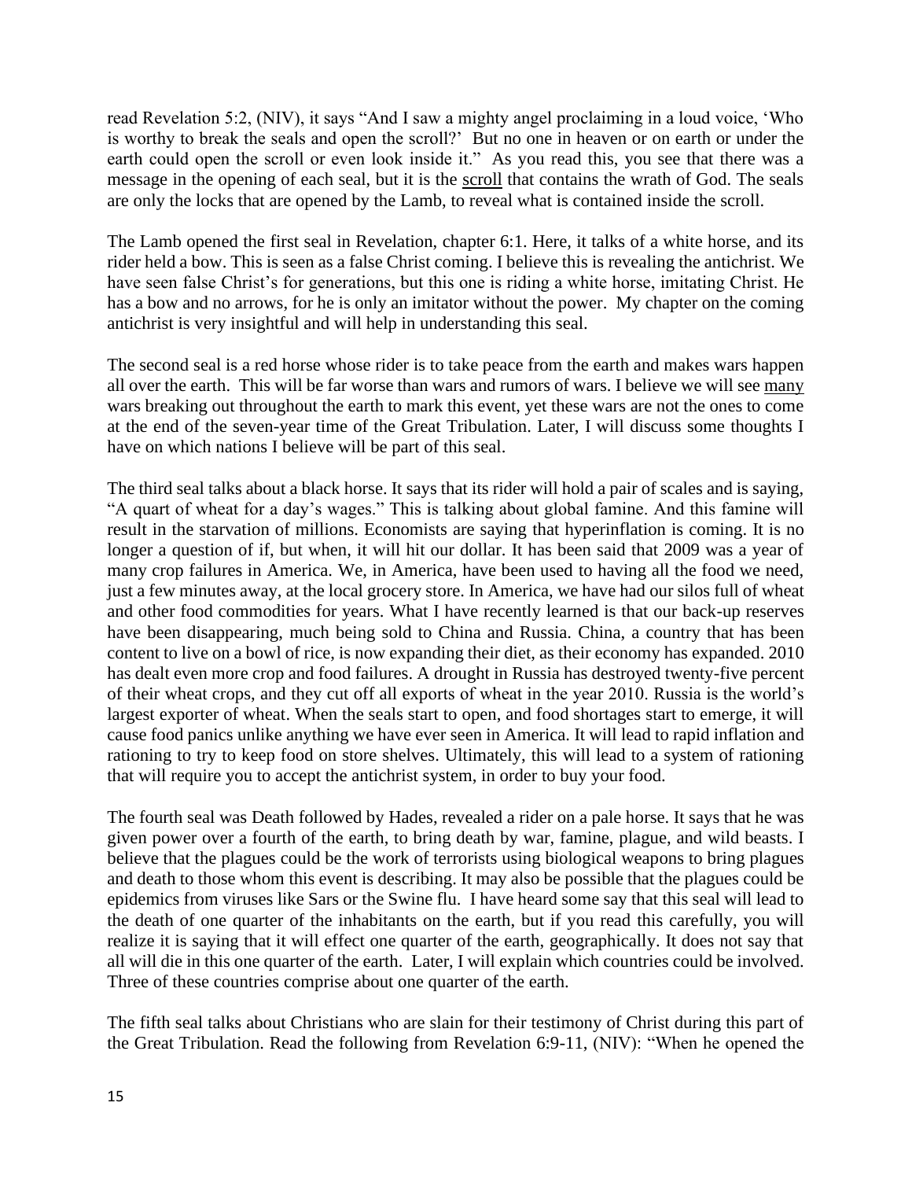read Revelation 5:2, (NIV), it says "And I saw a mighty angel proclaiming in a loud voice, 'Who is worthy to break the seals and open the scroll?' But no one in heaven or on earth or under the earth could open the scroll or even look inside it." As you read this, you see that there was a message in the opening of each seal, but it is the <u>scroll</u> that contains the wrath of God. The seals are only the locks that are opened by the Lamb, to reveal what is contained inside the scroll.

The Lamb opened the first seal in Revelation, chapter 6:1. Here, it talks of a white horse, and its rider held a bow. This is seen as a false Christ coming. I believe this is revealing the antichrist. We have seen false Christ's for generations, but this one is riding a white horse, imitating Christ. He has a bow and no arrows, for he is only an imitator without the power. My chapter on the coming antichrist is very insightful and will help in understanding this seal.

The second seal is a red horse whose rider is to take peace from the earth and makes wars happen all over the earth. This will be far worse than wars and rumors of wars. I believe we will see <u>many</u> wars breaking out throughout the earth to mark this event, yet these wars are not the ones to come at the end of the seven-year time of the Great Tribulation. Later, I will discuss some thoughts I have on which nations I believe will be part of this seal.

The third seal talks about a black horse. It says that its rider will hold a pair of scales and is saying, "A quart of wheat for a day's wages." This is talking about global famine. And this famine will result in the starvation of millions. Economists are saying that hyperinflation is coming. It is no longer a question of if, but when, it will hit our dollar. It has been said that 2009 was a year of many crop failures in America. We, in America, have been used to having all the food we need, just a few minutes away, at the local grocery store. In America, we have had our silos full of wheat and other food commodities for years. What I have recently learned is that our back-up reserves have been disappearing, much being sold to China and Russia. China, a country that has been content to live on a bowl of rice, is now expanding their diet, as their economy has expanded. 2010 has dealt even more crop and food failures. A drought in Russia has destroyed twenty-five percent of their wheat crops, and they cut off all exports of wheat in the year 2010. Russia is the world's largest exporter of wheat. When the seals start to open, and food shortages start to emerge, it will cause food panics unlike anything we have ever seen in America. It will lead to rapid inflation and rationing to try to keep food on store shelves. Ultimately, this will lead to a system of rationing that will require you to accept the antichrist system, in order to buy your food.

The fourth seal was Death followed by Hades, revealed a rider on a pale horse. It says that he was given power over a fourth of the earth, to bring death by war, famine, plague, and wild beasts. I believe that the plagues could be the work of terrorists using biological weapons to bring plagues and death to those whom this event is describing. It may also be possible that the plagues could be epidemics from viruses like Sars or the Swine flu. I have heard some say that this seal will lead to the death of one quarter of the inhabitants on the earth, but if you read this carefully, you will realize it is saying that it will effect one quarter of the earth, geographically. It does not say that all will die in this one quarter of the earth. Later, I will explain which countries could be involved. Three of these countries comprise about one quarter of the earth.

The fifth seal talks about Christians who are slain for their testimony of Christ during this part of the Great Tribulation. Read the following from Revelation 6:9-11, (NIV): "When he opened the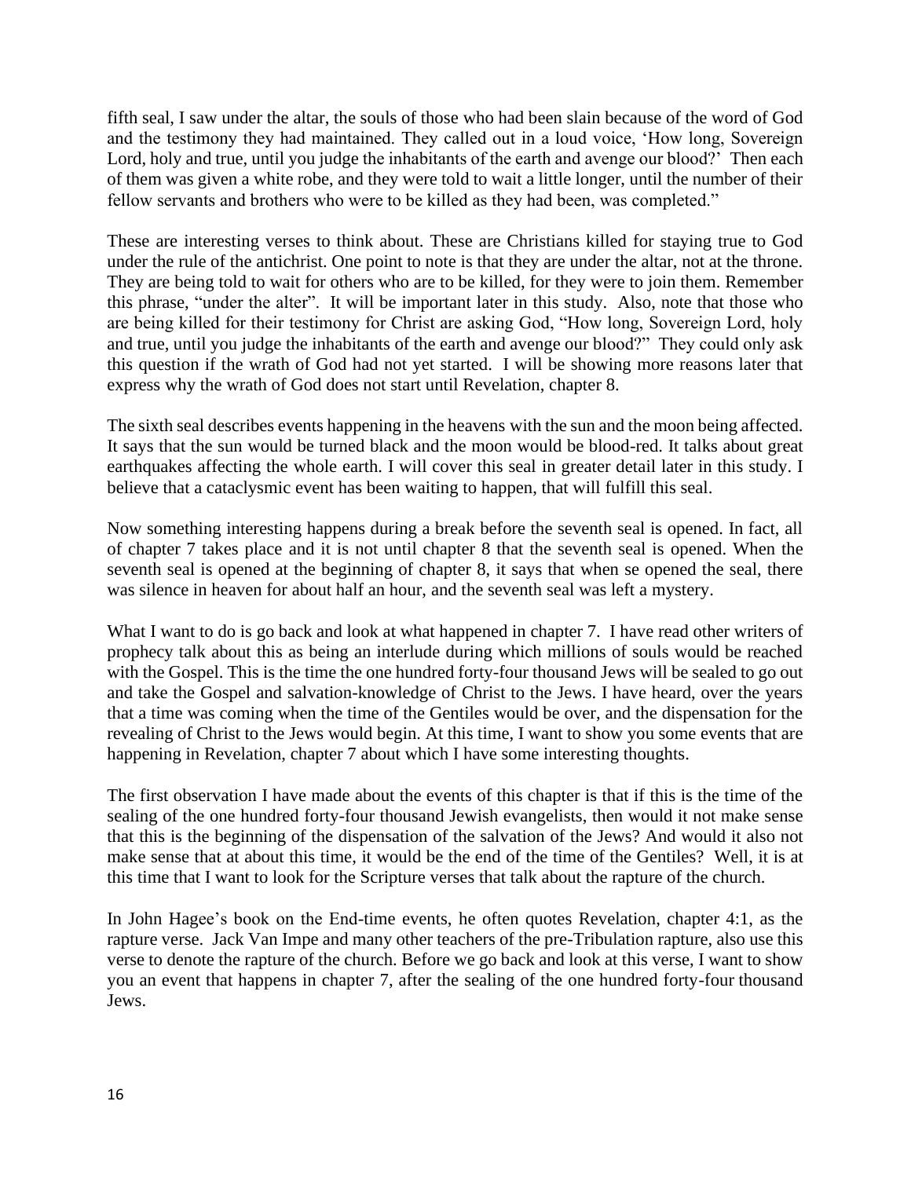fifth seal, I saw under the altar, the souls of those who had been slain because of the word of God and the testimony they had maintained. They called out in a loud voice, 'How long, Sovereign Lord, holy and true, until you judge the inhabitants of the earth and avenge our blood?' Then each of them was given a white robe, and they were told to wait a little longer, until the number of their fellow servants and brothers who were to be killed as they had been, was completed."

These are interesting verses to think about. These are Christians killed for staying true to God under the rule of the antichrist. One point to note is that they are under the altar, not at the throne. They are being told to wait for others who are to be killed, for they were to join them. Remember this phrase, "under the alter". It will be important later in this study. Also, note that those who are being killed for their testimony for Christ are asking God, "How long, Sovereign Lord, holy and true, until you judge the inhabitants of the earth and avenge our blood?" They could only ask this question if the wrath of God had not yet started. I will be showing more reasons later that express why the wrath of God does not start until Revelation, chapter 8.

The sixth seal describes events happening in the heavens with the sun and the moon being affected. It says that the sun would be turned black and the moon would be blood-red. It talks about great earthquakes affecting the whole earth. I will cover this seal in greater detail later in this study. I believe that a cataclysmic event has been waiting to happen, that will fulfill this seal.

Now something interesting happens during a break before the seventh seal is opened. In fact, all of chapter 7 takes place and it is not until chapter 8 that the seventh seal is opened. When the seventh seal is opened at the beginning of chapter 8, it says that when se opened the seal, there was silence in heaven for about half an hour, and the seventh seal was left a mystery.

What I want to do is go back and look at what happened in chapter 7. I have read other writers of prophecy talk about this as being an interlude during which millions of souls would be reached with the Gospel. This is the time the one hundred forty-four thousand Jews will be sealed to go out and take the Gospel and salvation-knowledge of Christ to the Jews. I have heard, over the years that a time was coming when the time of the Gentiles would be over, and the dispensation for the revealing of Christ to the Jews would begin. At this time, I want to show you some events that are happening in Revelation, chapter 7 about which I have some interesting thoughts.

The first observation I have made about the events of this chapter is that if this is the time of the sealing of the one hundred forty-four thousand Jewish evangelists, then would it not make sense that this is the beginning of the dispensation of the salvation of the Jews? And would it also not make sense that at about this time, it would be the end of the time of the Gentiles? Well, it is at this time that I want to look for the Scripture verses that talk about the rapture of the church.

In John Hagee's book on the End-time events, he often quotes Revelation, chapter 4:1, as the rapture verse. Jack Van Impe and many other teachers of the pre-Tribulation rapture, also use this verse to denote the rapture of the church. Before we go back and look at this verse, I want to show you an event that happens in chapter 7, after the sealing of the one hundred forty-four thousand Jews.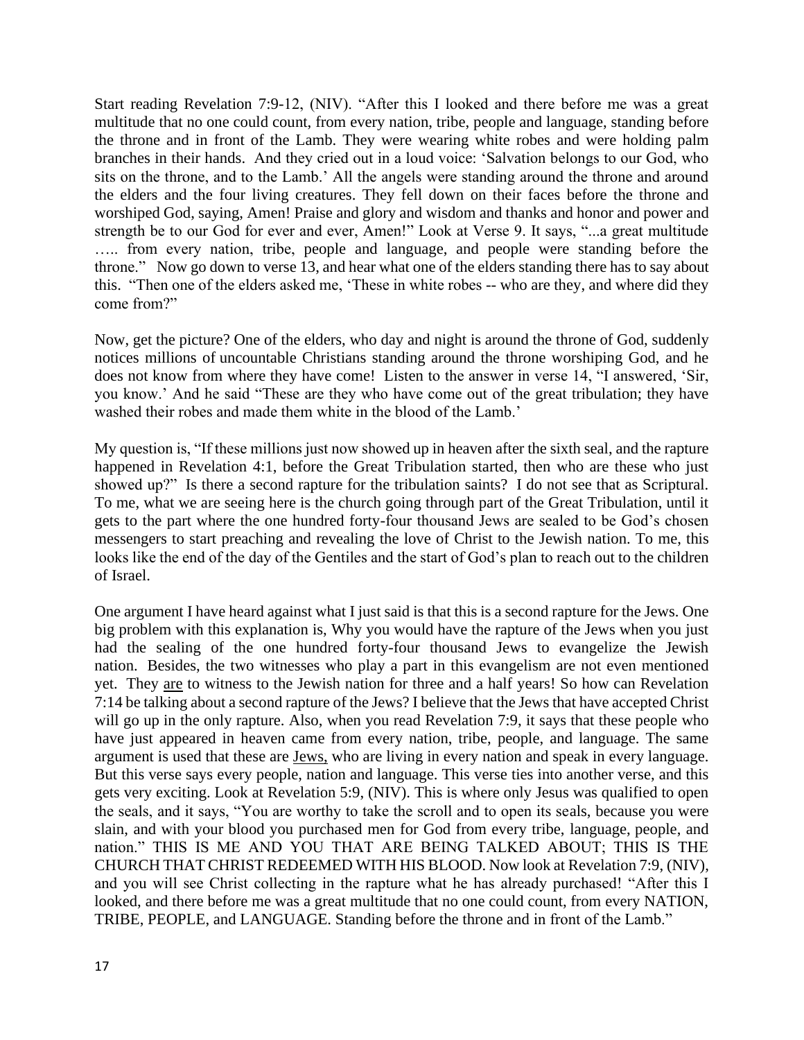Start reading Revelation 7:9-12, (NIV). "After this I looked and there before me was a great multitude that no one could count, from every nation, tribe, people and language, standing before the throne and in front of the Lamb. They were wearing white robes and were holding palm branches in their hands. And they cried out in a loud voice: 'Salvation belongs to our God, who sits on the throne, and to the Lamb.' All the angels were standing around the throne and around the elders and the four living creatures. They fell down on their faces before the throne and worshiped God, saying, Amen! Praise and glory and wisdom and thanks and honor and power and strength be to our God for ever and ever, Amen!" Look at Verse 9. It says, "...a great multitude ….. from every nation, tribe, people and language, and people were standing before the throne." Now go down to verse 13, and hear what one of the elders standing there has to say about this. "Then one of the elders asked me, 'These in white robes -- who are they, and where did they come from?"

Now, get the picture? One of the elders, who day and night is around the throne of God, suddenly notices millions of uncountable Christians standing around the throne worshiping God, and he does not know from where they have come! Listen to the answer in verse 14, "I answered, 'Sir, you know.' And he said "These are they who have come out of the great tribulation; they have washed their robes and made them white in the blood of the Lamb.'

My question is, "If these millions just now showed up in heaven after the sixth seal, and the rapture happened in Revelation 4:1, before the Great Tribulation started, then who are these who just showed up?" Is there a second rapture for the tribulation saints? I do not see that as Scriptural. To me, what we are seeing here is the church going through part of the Great Tribulation, until it gets to the part where the one hundred forty-four thousand Jews are sealed to be God's chosen messengers to start preaching and revealing the love of Christ to the Jewish nation. To me, this looks like the end of the day of the Gentiles and the start of God's plan to reach out to the children of Israel.

One argument I have heard against what I just said is that this is a second rapture for the Jews. One big problem with this explanation is, Why you would have the rapture of the Jews when you just had the sealing of the one hundred forty-four thousand Jews to evangelize the Jewish nation. Besides, the two witnesses who play a part in this evangelism are not even mentioned yet. They <u>are</u> to witness to the Jewish nation for three and a half years! So how can Revelation 7:14 be talking about a second rapture of the Jews? I believe that the Jews that have accepted Christ will go up in the only rapture. Also, when you read Revelation 7:9, it says that these people who have just appeared in heaven came from every nation, tribe, people, and language. The same argument is used that these are <u>Jews,</u> who are living in every nation and speak in every language. But this verse says every people, nation and language. This verse ties into another verse, and this gets very exciting. Look at Revelation 5:9, (NIV). This is where only Jesus was qualified to open the seals, and it says, "You are worthy to take the scroll and to open its seals, because you were slain, and with your blood you purchased men for God from every tribe, language, people, and nation." THIS IS ME AND YOU THAT ARE BEING TALKED ABOUT; THIS IS THE CHURCH THAT CHRIST REDEEMED WITH HIS BLOOD. Now look at Revelation 7:9, (NIV), and you will see Christ collecting in the rapture what he has already purchased! "After this I looked, and there before me was a great multitude that no one could count, from every NATION, TRIBE, PEOPLE, and LANGUAGE. Standing before the throne and in front of the Lamb."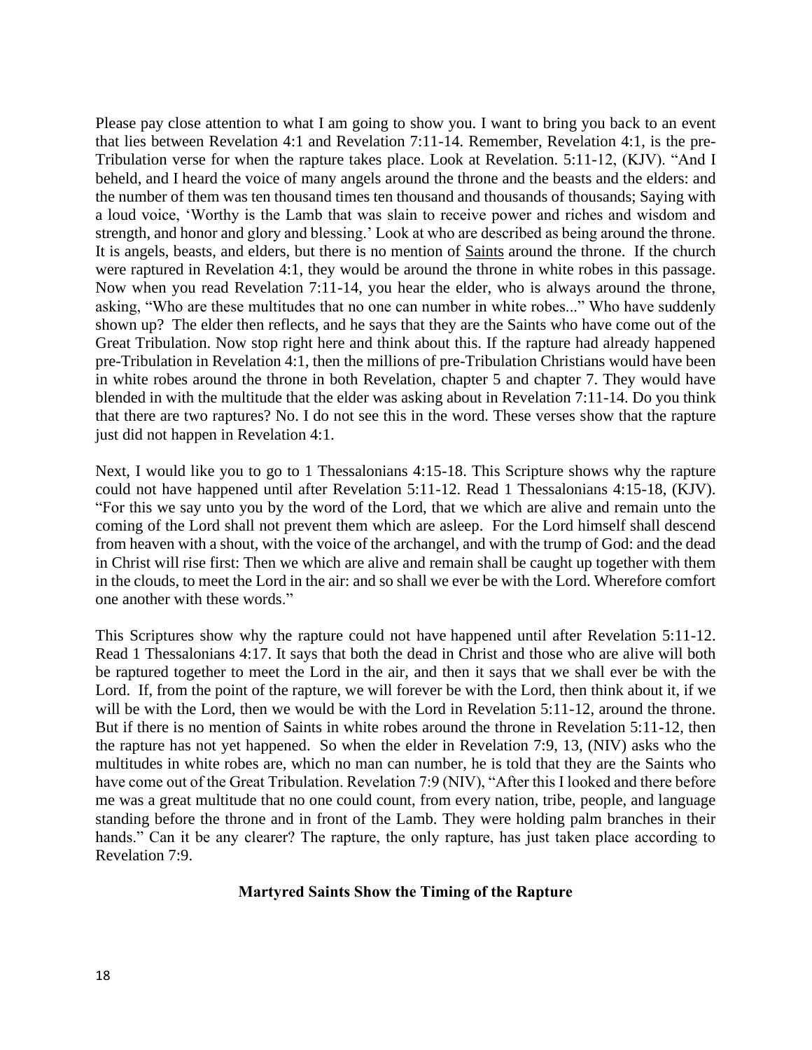Please pay close attention to what I am going to show you. I want to bring you back to an event that lies between Revelation 4:1 and Revelation 7:11-14. Remember, Revelation 4:1, is the pre-Tribulation verse for when the rapture takes place. Look at Revelation. 5:11-12, (KJV). "And I beheld, and I heard the voice of many angels around the throne and the beasts and the elders: and the number of them was ten thousand times ten thousand and thousands of thousands; Saying with a loud voice, 'Worthy is the Lamb that was slain to receive power and riches and wisdom and strength, and honor and glory and blessing.' Look at who are described as being around the throne. It is angels, beasts, and elders, but there is no mention of Saints around the throne. If the church were raptured in Revelation 4:1, they would be around the throne in white robes in this passage. Now when you read Revelation 7:11-14, you hear the elder, who is always around the throne, asking, "Who are these multitudes that no one can number in white robes..." Who have suddenly shown up? The elder then reflects, and he says that they are the Saints who have come out of the Great Tribulation. Now stop right here and think about this. If the rapture had already happened pre-Tribulation in Revelation 4:1, then the millions of pre-Tribulation Christians would have been in white robes around the throne in both Revelation, chapter 5 and chapter 7. They would have blended in with the multitude that the elder was asking about in Revelation 7:11-14. Do you think that there are two raptures? No. I do not see this in the word. These verses show that the rapture just did not happen in Revelation 4:1.

Next, I would like you to go to 1 Thessalonians 4:15-18. This Scripture shows why the rapture could not have happened until after Revelation 5:11-12. Read 1 Thessalonians 4:15-18, (KJV). "For this we say unto you by the word of the Lord, that we which are alive and remain unto the coming of the Lord shall not prevent them which are asleep. For the Lord himself shall descend from heaven with a shout, with the voice of the archangel, and with the trump of God: and the dead in Christ will rise first: Then we which are alive and remain shall be caught up together with them in the clouds, to meet the Lord in the air: and so shall we ever be with the Lord. Wherefore comfort one another with these words."

This Scriptures show why the rapture could not have happened until after Revelation 5:11-12. Read 1 Thessalonians 4:17. It says that both the dead in Christ and those who are alive will both be raptured together to meet the Lord in the air, and then it says that we shall ever be with the Lord. If, from the point of the rapture, we will forever be with the Lord, then think about it, if we will be with the Lord, then we would be with the Lord in Revelation 5:11-12, around the throne. But if there is no mention of Saints in white robes around the throne in Revelation 5:11-12, then the rapture has not yet happened. So when the elder in Revelation 7:9, 13, (NIV) asks who the multitudes in white robes are, which no man can number, he is told that they are the Saints who have come out of the Great Tribulation. Revelation 7:9 (NIV), "After this I looked and there before me was a great multitude that no one could count, from every nation, tribe, people, and language standing before the throne and in front of the Lamb. They were holding palm branches in their hands." Can it be any clearer? The rapture, the only rapture, has just taken place according to Revelation 7:9.

### Martyred Saints Show the Timing of the Rapture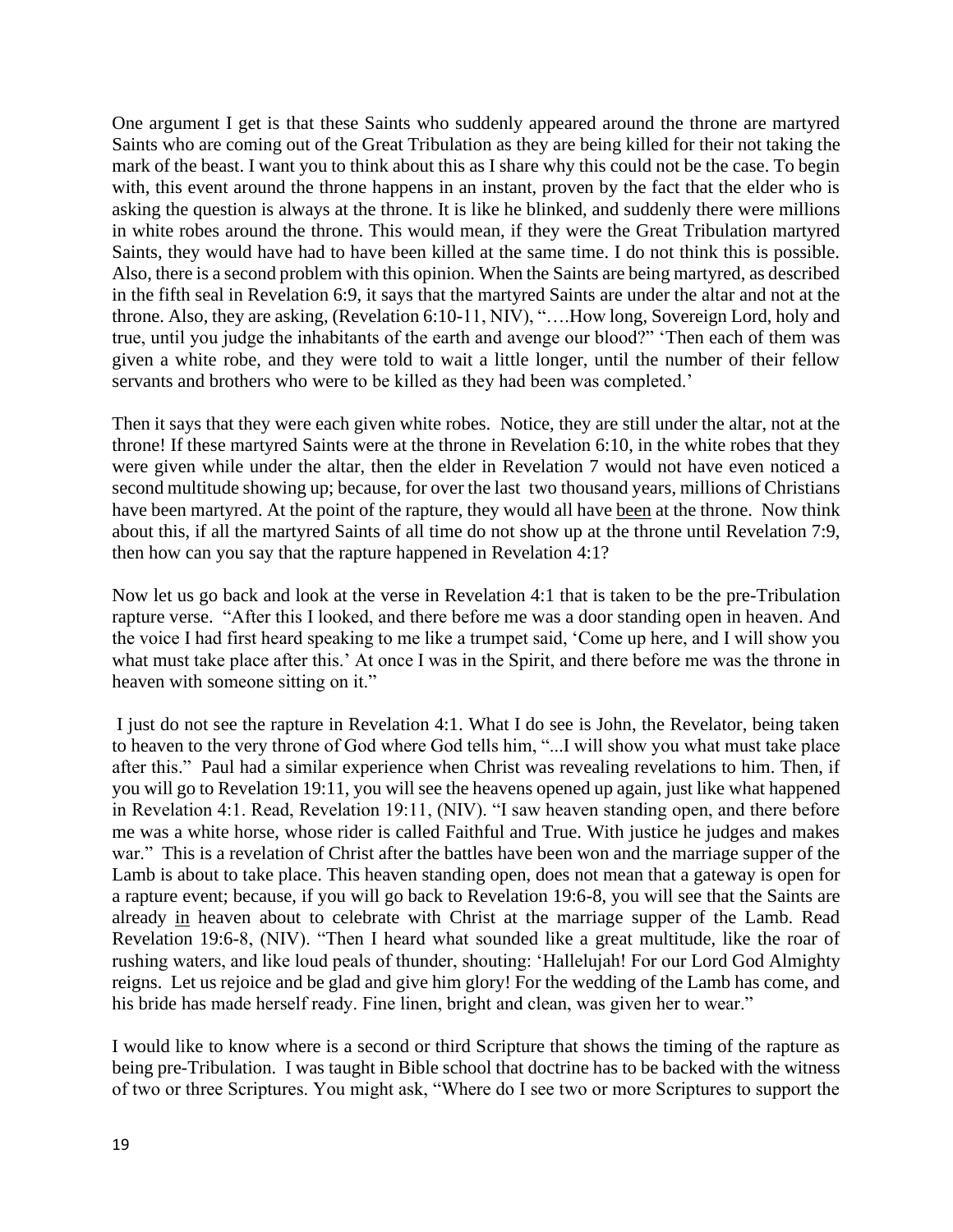One argument I get is that these Saints who suddenly appeared around the throne are martyred Saints who are coming out of the Great Tribulation as they are being killed for their not taking the mark of the beast. I want you to think about this as I share why this could not be the case. To begin with, this event around the throne happens in an instant, proven by the fact that the elder who is asking the question is always at the throne. It is like he blinked, and suddenly there were millions in white robes around the throne. This would mean, if they were the Great Tribulation martyred Saints, they would have had to have been killed at the same time. I do not think this is possible. Also, there is a second problem with this opinion. When the Saints are being martyred, as described in the fifth seal in Revelation 6:9, it says that the martyred Saints are under the altar and not at the throne. Also, they are asking, (Revelation 6:10-11, NIV), "….How long, Sovereign Lord, holy and true, until you judge the inhabitants of the earth and avenge our blood?" 'Then each of them was given a white robe, and they were told to wait a little longer, until the number of their fellow servants and brothers who were to be killed as they had been was completed.'

Then it says that they were each given white robes. Notice, they are still under the altar, not at the throne! If these martyred Saints were at the throne in Revelation 6:10, in the white robes that they were given while under the altar, then the elder in Revelation 7 would not have even noticed a second multitude showing up; because, for over the last two thousand years, millions of Christians have been martyred. At the point of the rapture, they would all have <u>been</u> at the throne. Now think about this, if all the martyred Saints of all time do not show up at the throne until Revelation 7:9, then how can you say that the rapture happened in Revelation 4:1?

Now let us go back and look at the verse in Revelation 4:1 that is taken to be the pre-Tribulation rapture verse. "After this I looked, and there before me was a door standing open in heaven. And the voice I had first heard speaking to me like a trumpet said, 'Come up here, and I will show you what must take place after this.' At once I was in the Spirit, and there before me was the throne in heaven with someone sitting on it."

I just do not see the rapture in Revelation 4:1. What I do see is John, the Revelator, being taken to heaven to the very throne of God where God tells him, "...I will show you what must take place after this." Paul had a similar experience when Christ was revealing revelations to him. Then, if you will go to Revelation 19:11, you will see the heavens opened up again, just like what happened in Revelation 4:1. Read, Revelation 19:11, (NIV). "I saw heaven standing open, and there before me was a white horse, whose rider is called Faithful and True. With justice he judges and makes war." This is a revelation of Christ after the battles have been won and the marriage supper of the Lamb is about to take place. This heaven standing open, does not mean that a gateway is open for a rapture event; because, if you will go back to Revelation 19:6-8, you will see that the Saints are already <u>in</u> heaven about to celebrate with Christ at the marriage supper of the Lamb. Read Revelation 19:6-8, (NIV). "Then I heard what sounded like a great multitude, like the roar of rushing waters, and like loud peals of thunder, shouting: 'Hallelujah! For our Lord God Almighty reigns. Let us rejoice and be glad and give him glory! For the wedding of the Lamb has come, and his bride has made herself ready. Fine linen, bright and clean, was given her to wear."

I would like to know where is a second or third Scripture that shows the timing of the rapture as being pre-Tribulation. I was taught in Bible school that doctrine has to be backed with the witness of two or three Scriptures. You might ask, "Where do I see two or more Scriptures to support the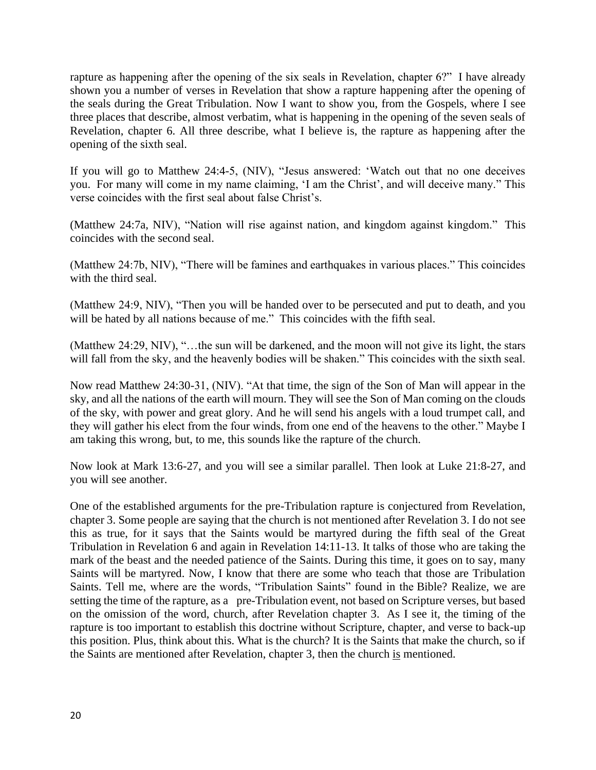rapture as happening after the opening of the six seals in Revelation, chapter 6?" I have already shown you a number of verses in Revelation that show a rapture happening after the opening of the seals during the Great Tribulation. Now I want to show you, from the Gospels, where I see three places that describe, almost verbatim, what is happening in the opening of the seven seals of Revelation, chapter 6. All three describe, what I believe is, the rapture as happening after the opening of the sixth seal.

If you will go to Matthew 24:4-5, (NIV), "Jesus answered: 'Watch out that no one deceives you. For many will come in my name claiming, 'I am the Christ', and will deceive many." This verse coincides with the first seal about false Christ's.

(Matthew 24:7a, NIV), "Nation will rise against nation, and kingdom against kingdom." This coincides with the second seal.

(Matthew 24:7b, NIV), "There will be famines and earthquakes in various places." This coincides with the third seal.

(Matthew 24:9, NIV), "Then you will be handed over to be persecuted and put to death, and you will be hated by all nations because of me." This coincides with the fifth seal.

(Matthew 24:29, NIV), "…the sun will be darkened, and the moon will not give its light, the stars will fall from the sky, and the heavenly bodies will be shaken." This coincides with the sixth seal.

Now read Matthew 24:30-31, (NIV). "At that time, the sign of the Son of Man will appear in the sky, and all the nations of the earth will mourn. They will see the Son of Man coming on the clouds of the sky, with power and great glory. And he will send his angels with a loud trumpet call, and they will gather his elect from the four winds, from one end of the heavens to the other." Maybe I am taking this wrong, but, to me, this sounds like the rapture of the church.

Now look at Mark 13:6-27, and you will see a similar parallel. Then look at Luke 21:8-27, and you will see another.

One of the established arguments for the pre-Tribulation rapture is conjectured from Revelation, chapter 3. Some people are saying that the church is not mentioned after Revelation 3. I do not see this as true, for it says that the Saints would be martyred during the fifth seal of the Great Tribulation in Revelation 6 and again in Revelation 14:11-13. It talks of those who are taking the mark of the beast and the needed patience of the Saints. During this time, it goes on to say, many Saints will be martyred. Now, I know that there are some who teach that those are Tribulation Saints. Tell me, where are the words, "Tribulation Saints" found in the Bible? Realize, we are setting the time of the rapture, as a pre-Tribulation event, not based on Scripture verses, but based on the omission of the word, church, after Revelation chapter 3. As I see it, the timing of the rapture is too important to establish this doctrine without Scripture, chapter, and verse to back-up this position. Plus, think about this. What is the church? It is the Saints that make the church, so if the Saints are mentioned after Revelation, chapter 3, then the church <u>is</u> mentioned.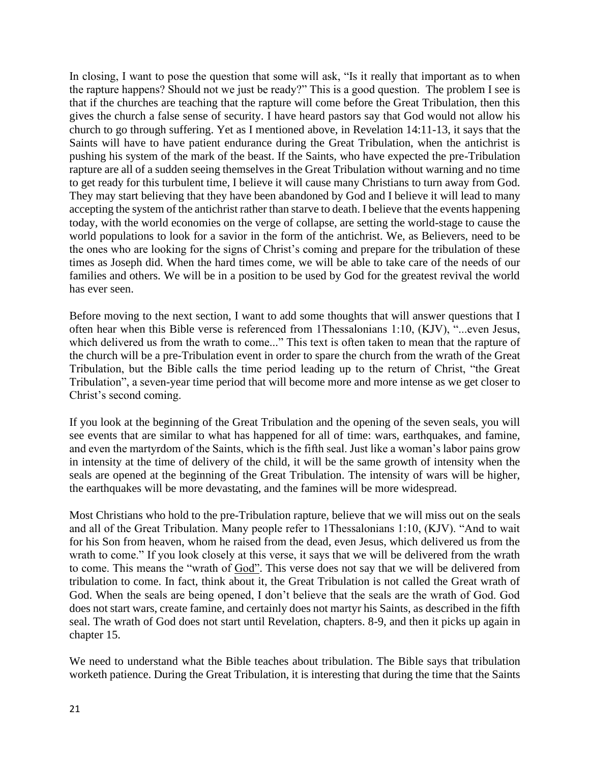In closing, I want to pose the question that some will ask, "Is it really that important as to when the rapture happens? Should not we just be ready?" This is a good question. The problem I see is that if the churches are teaching that the rapture will come before the Great Tribulation, then this gives the church a false sense of security. I have heard pastors say that God would not allow his church to go through suffering. Yet as I mentioned above, in Revelation 14:11-13, it says that the Saints will have to have patient endurance during the Great Tribulation, when the antichrist is pushing his system of the mark of the beast. If the Saints, who have expected the pre-Tribulation rapture are all of a sudden seeing themselves in the Great Tribulation without warning and no time to get ready for this turbulent time, I believe it will cause many Christians to turn away from God. They may start believing that they have been abandoned by God and I believe it will lead to many accepting the system of the antichrist rather than starve to death. I believe that the events happening today, with the world economies on the verge of collapse, are setting the world-stage to cause the world populations to look for a savior in the form of the antichrist. We, as Believers, need to be the ones who are looking for the signs of Christ's coming and prepare for the tribulation of these times as Joseph did. When the hard times come, we will be able to take care of the needs of our families and others. We will be in a position to be used by God for the greatest revival the world has ever seen.

Before moving to the next section, I want to add some thoughts that will answer questions that I often hear when this Bible verse is referenced from 1Thessalonians 1:10, (KJV), "...even Jesus, which delivered us from the wrath to come..." This text is often taken to mean that the rapture of the church will be a pre-Tribulation event in order to spare the church from the wrath of the Great Tribulation, but the Bible calls the time period leading up to the return of Christ, "the Great Tribulation", a seven-year time period that will become more and more intense as we get closer to Christ's second coming.

If you look at the beginning of the Great Tribulation and the opening of the seven seals, you will see events that are similar to what has happened for all of time: wars, earthquakes, and famine, and even the martyrdom of the Saints, which is the fifth seal. Just like a woman's labor pains grow in intensity at the time of delivery of the child, it will be the same growth of intensity when the seals are opened at the beginning of the Great Tribulation. The intensity of wars will be higher, the earthquakes will be more devastating, and the famines will be more widespread.

Most Christians who hold to the pre-Tribulation rapture, believe that we will miss out on the seals and all of the Great Tribulation. Many people refer to 1Thessalonians 1:10, (KJV). "And to wait for his Son from heaven, whom he raised from the dead, even Jesus, which delivered us from the wrath to come." If you look closely at this verse, it says that we will be delivered from the wrath to come. This means the "wrath of God". This verse does not say that we will be delivered from tribulation to come. In fact, think about it, the Great Tribulation is not called the Great wrath of God. When the seals are being opened, I don't believe that the seals are the wrath of God. God does not start wars, create famine, and certainly does not martyr his Saints, as described in the fifth seal. The wrath of God does not start until Revelation, chapters. 8-9, and then it picks up again in chapter 15.

We need to understand what the Bible teaches about tribulation. The Bible says that tribulation worketh patience. During the Great Tribulation, it is interesting that during the time that the Saints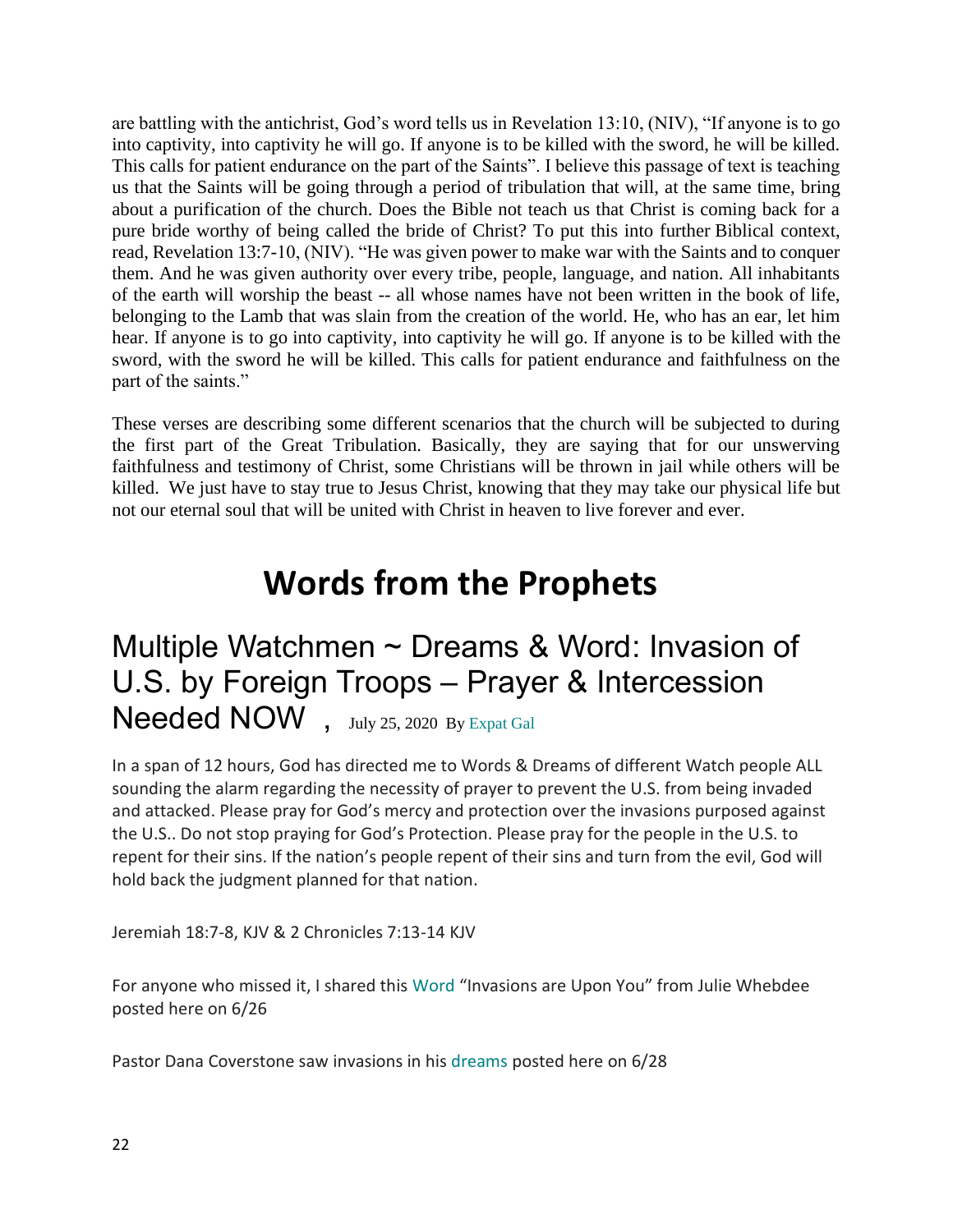are battling with the antichrist, God's word tells us in Revelation 13:10, (NIV), "If anyone is to go into captivity, into captivity he will go. If anyone is to be killed with the sword, he will be killed. This calls for patient endurance on the part of the Saints". I believe this passage of text is teaching us that the Saints will be going through a period of tribulation that will, at the same time, bring about a purification of the church. Does the Bible not teach us that Christ is coming back for a pure bride worthy of being called the bride of Christ? To put this into further Biblical context, read, Revelation 13:7-10, (NIV). "He was given power to make war with the Saints and to conquer them. And he was given authority over every tribe, people, language, and nation. All inhabitants of the earth will worship the beast -- all whose names have not been written in the book of life, belonging to the Lamb that was slain from the creation of the world. He, who has an ear, let him hear. If anyone is to go into captivity, into captivity he will go. If anyone is to be killed with the sword, with the sword he will be killed. This calls for patient endurance and faithfulness on the part of the saints."

These verses are describing some different scenarios that the church will be subjected to during the first part of the Great Tribulation. Basically, they are saying that for our unswerving faithfulness and testimony of Christ, some Christians will be thrown in jail while others will be killed. We just have to stay true to Jesus Christ, knowing that they may take our physical life but not our eternal soul that will be united with Christ in heaven to live forever and ever.

# Words from the Prophets

## Multiple Watchmen ~ Dreams & Word: Invasion of U.S. by Foreign Troops – Prayer & Intercession Needed NOW , July 25, 2020 By Expat Gal

In a span of 12 hours, God has directed me to Words & Dreams of different Watch people ALL sounding the alarm regarding the necessity of prayer to prevent the U.S. from being invaded and attacked. Please pray for God's mercy and protection over the invasions purposed against the U.S.. Do not stop praying for God's Protection. Please pray for the people in the U.S. to repent for their sins. If the nation's people repent of their sins and turn from the evil, God will hold back the judgment planned for that nation.

Jeremiah 18:7-8, KJV & 2 Chronicles 7:13-14 KJV

For anyone who missed it, I shared this Word "Invasions are Upon You" from Julie Whebdee posted here on 6/26

Pastor Dana Coverstone saw invasions in his dreams posted here on 6/28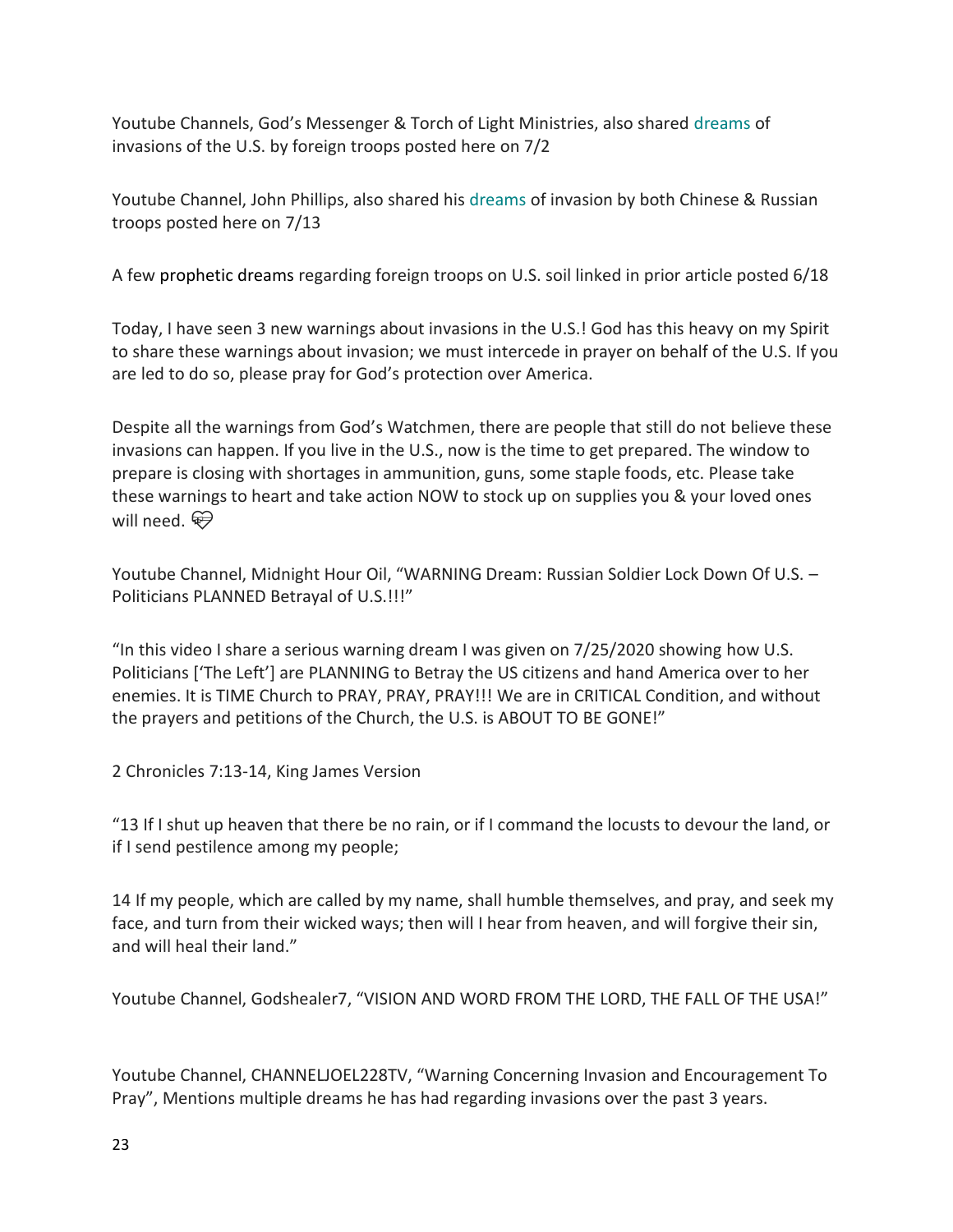Youtube Channels, God's Messenger & Torch of Light Ministries, also shared dreams of invasions of the U.S. by foreign troops posted here on 7/2

Youtube Channel, John Phillips, also shared his dreams of invasion by both Chinese & Russian troops posted here on 7/13

A few prophetic dreams regarding foreign troops on U.S. soil linked in prior article posted 6/18

Today, I have seen 3 new warnings about invasions in the U.S.! God has this heavy on my Spirit to share these warnings about invasion; we must intercede in prayer on behalf of the U.S. If you are led to do so, please pray for God's protection over America.

Despite all the warnings from God's Watchmen, there are people that still do not believe these invasions can happen. If you live in the U.S., now is the time to get prepared. The window to prepare is closing with shortages in ammunition, guns, some staple foods, etc. Please take these warnings to heart and take action NOW to stock up on supplies you & your loved ones will need. 💝

Youtube Channel, Midnight Hour Oil, "WARNING Dream: Russian Soldier Lock Down Of U.S. – Politicians PLANNED Betrayal of U.S.!!!"

"In this video I share a serious warning dream I was given on 7/25/2020 showing how U.S. Politicians ['The Left'] are PLANNING to Betray the US citizens and hand America over to her enemies. It is TIME Church to PRAY, PRAY, PRAY!!! We are in CRITICAL Condition, and without the prayers and petitions of the Church, the U.S. is ABOUT TO BE GONE!"

2 Chronicles 7:13-14, King James Version

"13 If I shut up heaven that there be no rain, or if I command the locusts to devour the land, or if I send pestilence among my people;

14 If my people, which are called by my name, shall humble themselves, and pray, and seek my face, and turn from their wicked ways; then will I hear from heaven, and will forgive their sin, and will heal their land."

Youtube Channel, Godshealer7, "VISION AND WORD FROM THE LORD, THE FALL OF THE USA!"

Youtube Channel, CHANNELJOEL228TV, "Warning Concerning Invasion and Encouragement To Pray", Mentions multiple dreams he has had regarding invasions over the past 3 years.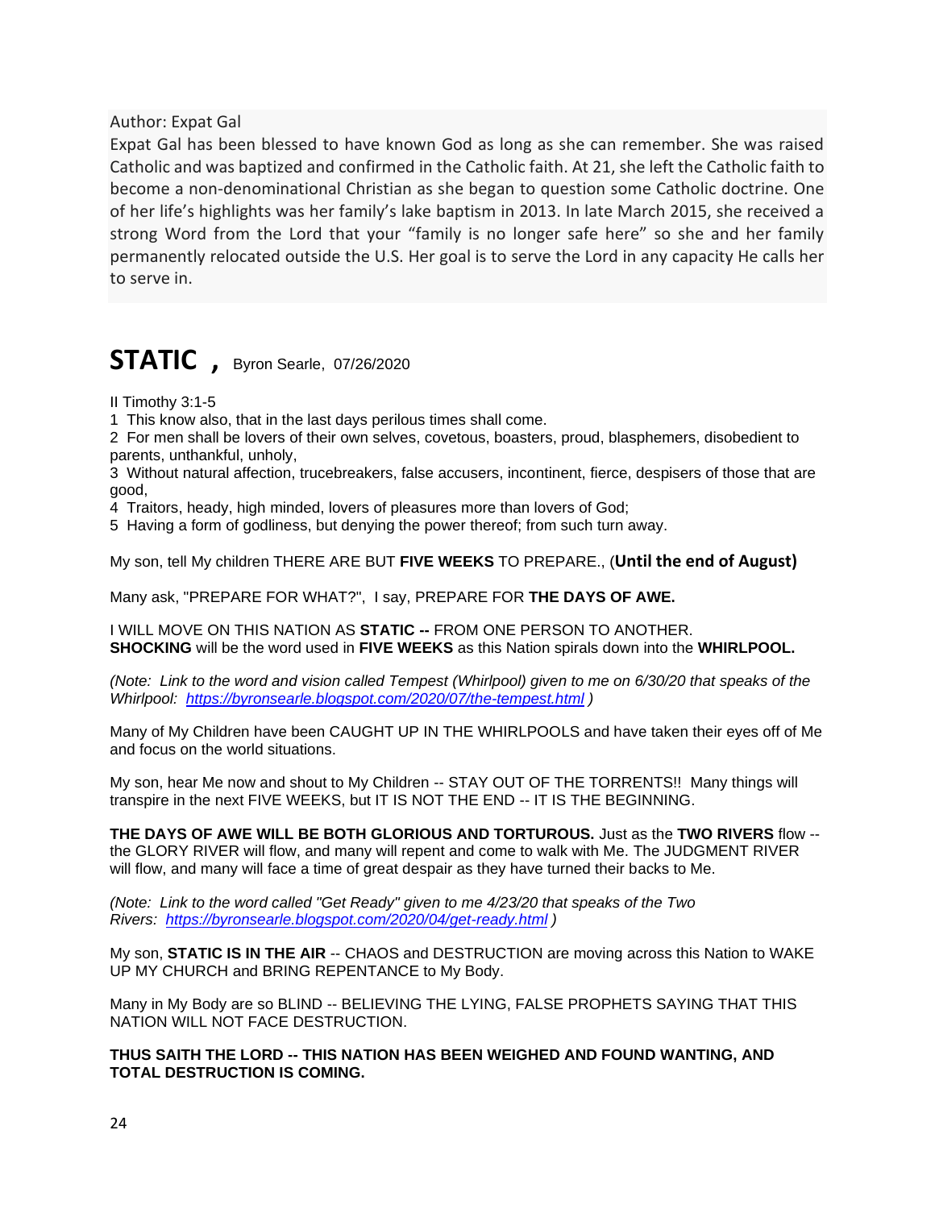Author: Expat Gal

Expat Gal has been blessed to have known God as long as she can remember. She was raised Catholic and was baptized and confirmed in the Catholic faith. At 21, she left the Catholic faith to become a non-denominational Christian as she began to question some Catholic doctrine. One of her life's highlights was her family's lake baptism in 2013. In late March 2015, she received a strong Word from the Lord that your "family is no longer safe here" so she and her family permanently relocated outside the U.S. Her goal is to serve the Lord in any capacity He calls her to serve in.

# STATIC , Byron Searle, 07/26/2020

II Timothy 3:1-5

1 This know also, that in the last days perilous times shall come.

2 For men shall be lovers of their own selves, covetous, boasters, proud, blasphemers, disobedient to parents, unthankful, unholy,

3 Without natural affection, trucebreakers, false accusers, incontinent, fierce, despisers of those that are good,

4 Traitors, heady, high minded, lovers of pleasures more than lovers of God;

5 Having a form of godliness, but denying the power thereof; from such turn away.

My son, tell My children THERE ARE BUT **FIVE WEEKS** TO PREPARE., (**Until the end of August)**

Many ask, "PREPARE FOR WHAT?", I say, PREPARE FOR **THE DAYS OF AWE.**

I WILL MOVE ON THIS NATION AS **STATIC --** FROM ONE PERSON TO ANOTHER.
**SHOCKING** will be the word used in **FIVE WEEKS** as this Nation spirals down into the **WHIRLPOOL.**

*(Note: Link to the word and vision called Tempest (Whirlpool) given to me on 6/30/20 that speaks of the Whirlpool: https://byronsearle.blogspot.com/2020/07/the-tempest.html )*

Many of My Children have been CAUGHT UP IN THE WHIRLPOOLS and have taken their eyes off of Me and focus on the world situations.

My son, hear Me now and shout to My Children -- STAY OUT OF THE TORRENTS!! Many things will transpire in the next FIVE WEEKS, but IT IS NOT THE END -- IT IS THE BEGINNING.

**THE DAYS OF AWE WILL BE BOTH GLORIOUS AND TORTUROUS.** Just as the **TWO RIVERS** flow -- the GLORY RIVER will flow, and many will repent and come to walk with Me. The JUDGMENT RIVER will flow, and many will face a time of great despair as they have turned their backs to Me.

*(Note: Link to the word called "Get Ready" given to me 4/23/20 that speaks of the Two Rivers: https://byronsearle.blogspot.com/2020/04/get-ready.html )*

My son, **STATIC IS IN THE AIR** -- CHAOS and DESTRUCTION are moving across this Nation to WAKE UP MY CHURCH and BRING REPENTANCE to My Body.

Many in My Body are so BLIND -- BELIEVING THE LYING, FALSE PROPHETS SAYING THAT THIS NATION WILL NOT FACE DESTRUCTION.

**THUS SAITH THE LORD -- THIS NATION HAS BEEN WEIGHED AND FOUND WANTING, AND TOTAL DESTRUCTION IS COMING.**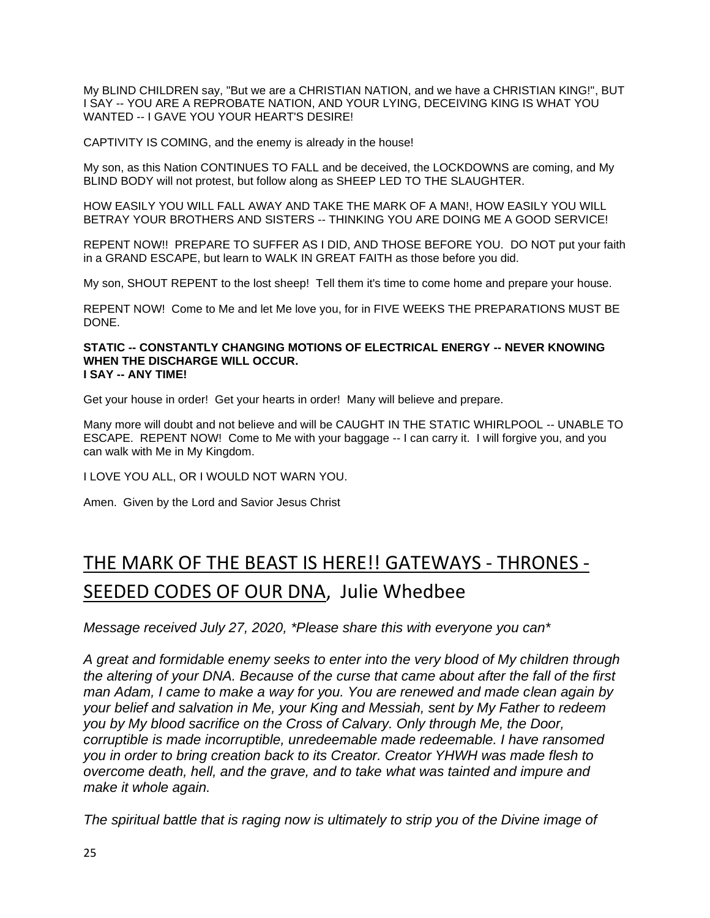My BLIND CHILDREN say, "But we are a CHRISTIAN NATION, and we have a CHRISTIAN KING!", BUT I SAY -- YOU ARE A REPROBATE NATION, AND YOUR LYING, DECEIVING KING IS WHAT YOU WANTED -- I GAVE YOU YOUR HEART'S DESIRE!

CAPTIVITY IS COMING, and the enemy is already in the house!

My son, as this Nation CONTINUES TO FALL and be deceived, the LOCKDOWNS are coming, and My BLIND BODY will not protest, but follow along as SHEEP LED TO THE SLAUGHTER.

HOW EASILY YOU WILL FALL AWAY AND TAKE THE MARK OF A MAN!, HOW EASILY YOU WILL BETRAY YOUR BROTHERS AND SISTERS -- THINKING YOU ARE DOING ME A GOOD SERVICE!

REPENT NOW!! PREPARE TO SUFFER AS I DID, AND THOSE BEFORE YOU. DO NOT put your faith in a GRAND ESCAPE, but learn to WALK IN GREAT FAITH as those before you did.

My son, SHOUT REPENT to the lost sheep! Tell them it's time to come home and prepare your house.

REPENT NOW! Come to Me and let Me love you, for in FIVE WEEKS THE PREPARATIONS MUST BE DONE.

**STATIC -- CONSTANTLY CHANGING MOTIONS OF ELECTRICAL ENERGY -- NEVER KNOWING WHEN THE DISCHARGE WILL OCCUR.**
**I SAY -- ANY TIME!**

Get your house in order! Get your hearts in order! Many will believe and prepare.

Many more will doubt and not believe and will be CAUGHT IN THE STATIC WHIRLPOOL -- UNABLE TO ESCAPE. REPENT NOW! Come to Me with your baggage -- I can carry it. I will forgive you, and you can walk with Me in My Kingdom.

I LOVE YOU ALL, OR I WOULD NOT WARN YOU.

Amen. Given by the Lord and Savior Jesus Christ

## THE MARK OF THE BEAST IS HERE!! GATEWAYS - THRONES - SEEDED CODES OF OUR DNA, Julie Whedbee

*Message received July 27, 2020, *Please share this with everyone you can**

*A great and formidable enemy seeks to enter into the very blood of My children through the altering of your DNA. Because of the curse that came about after the fall of the first man Adam, I came to make a way for you. You are renewed and made clean again by your belief and salvation in Me, your King and Messiah, sent by My Father to redeem you by My blood sacrifice on the Cross of Calvary. Only through Me, the Door, corruptible is made incorruptible, unredeemable made redeemable. I have ransomed you in order to bring creation back to its Creator. Creator YHWH was made flesh to overcome death, hell, and the grave, and to take what was tainted and impure and make it whole again.*

*The spiritual battle that is raging now is ultimately to strip you of the Divine image of*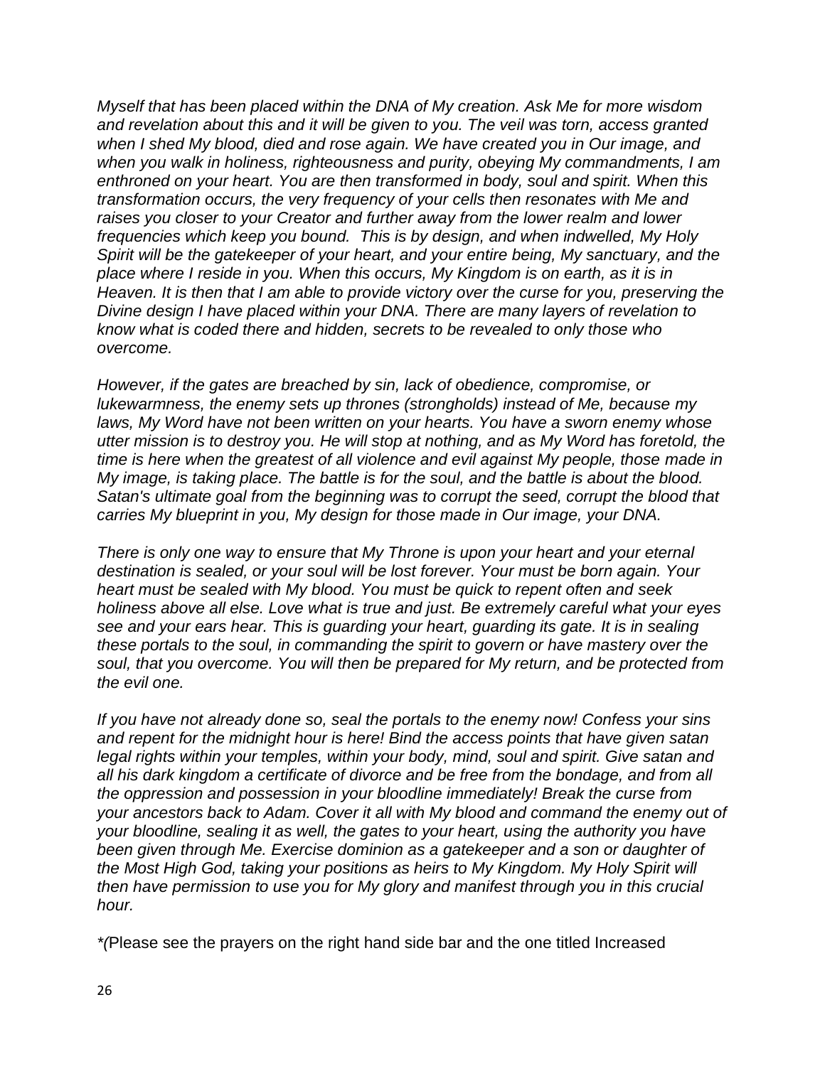*Myself that has been placed within the DNA of My creation. Ask Me for more wisdom and revelation about this and it will be given to you. The veil was torn, access granted when I shed My blood, died and rose again. We have created you in Our image, and when you walk in holiness, righteousness and purity, obeying My commandments, I am enthroned on your heart. You are then transformed in body, soul and spirit. When this transformation occurs, the very frequency of your cells then resonates with Me and raises you closer to your Creator and further away from the lower realm and lower frequencies which keep you bound. This is by design, and when indwelled, My Holy Spirit will be the gatekeeper of your heart, and your entire being, My sanctuary, and the place where I reside in you. When this occurs, My Kingdom is on earth, as it is in Heaven. It is then that I am able to provide victory over the curse for you, preserving the Divine design I have placed within your DNA. There are many layers of revelation to know what is coded there and hidden, secrets to be revealed to only those who overcome.*

*However, if the gates are breached by sin, lack of obedience, compromise, or lukewarmness, the enemy sets up thrones (strongholds) instead of Me, because my laws, My Word have not been written on your hearts. You have a sworn enemy whose utter mission is to destroy you. He will stop at nothing, and as My Word has foretold, the time is here when the greatest of all violence and evil against My people, those made in My image, is taking place. The battle is for the soul, and the battle is about the blood. Satan's ultimate goal from the beginning was to corrupt the seed, corrupt the blood that carries My blueprint in you, My design for those made in Our image, your DNA.*

*There is only one way to ensure that My Throne is upon your heart and your eternal destination is sealed, or your soul will be lost forever. Your must be born again. Your heart must be sealed with My blood. You must be quick to repent often and seek holiness above all else. Love what is true and just. Be extremely careful what your eyes see and your ears hear. This is guarding your heart, guarding its gate. It is in sealing these portals to the soul, in commanding the spirit to govern or have mastery over the soul, that you overcome. You will then be prepared for My return, and be protected from the evil one.*

*If you have not already done so, seal the portals to the enemy now! Confess your sins and repent for the midnight hour is here! Bind the access points that have given satan legal rights within your temples, within your body, mind, soul and spirit. Give satan and all his dark kingdom a certificate of divorce and be free from the bondage, and from all the oppression and possession in your bloodline immediately! Break the curse from your ancestors back to Adam. Cover it all with My blood and command the enemy out of your bloodline, sealing it as well, the gates to your heart, using the authority you have been given through Me. Exercise dominion as a gatekeeper and a son or daughter of the Most High God, taking your positions as heirs to My Kingdom. My Holy Spirit will then have permission to use you for My glory and manifest through you in this crucial hour.*

*\*(*Please see the prayers on the right hand side bar and the one titled Increased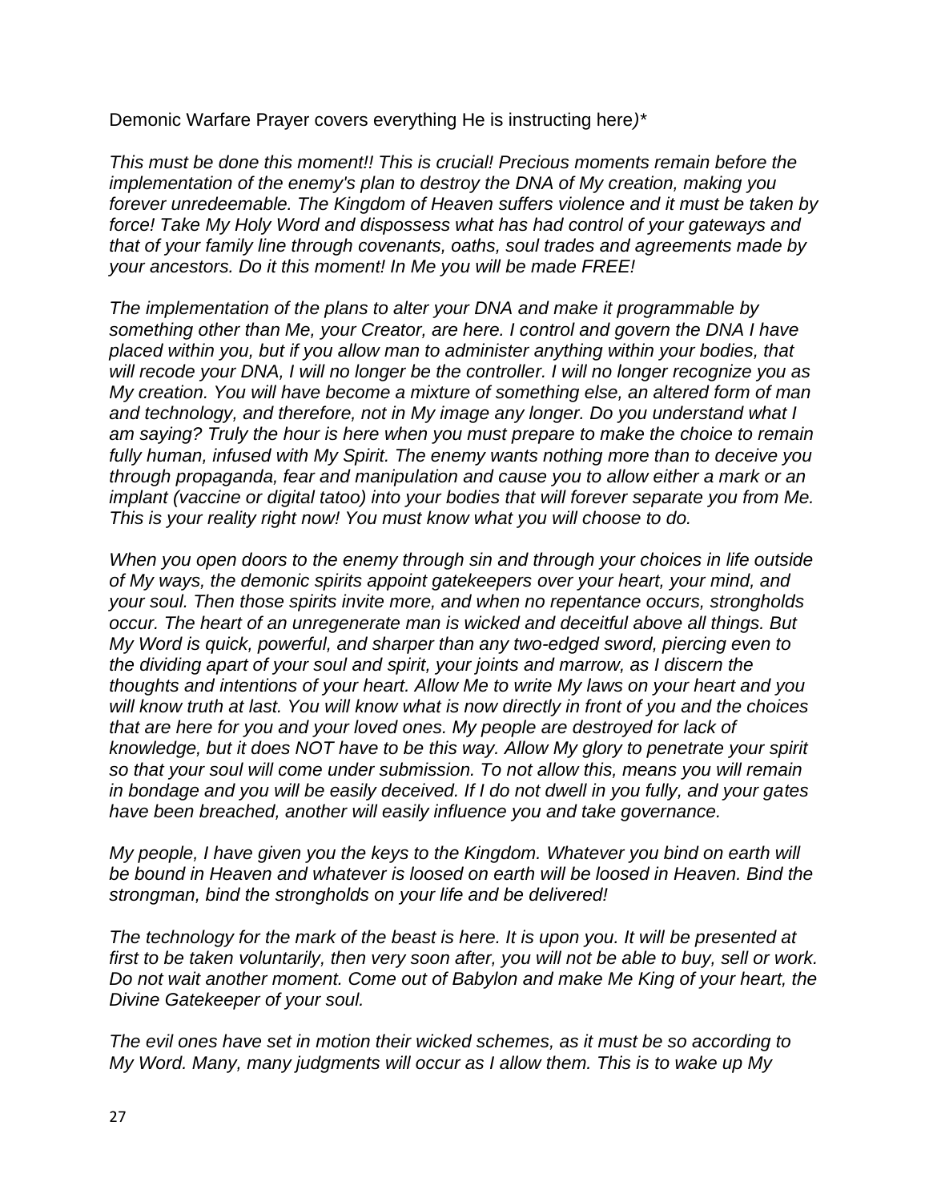Demonic Warfare Prayer covers everything He is instructing here*)**

*This must be done this moment!! This is crucial! Precious moments remain before the implementation of the enemy's plan to destroy the DNA of My creation, making you forever unredeemable. The Kingdom of Heaven suffers violence and it must be taken by force! Take My Holy Word and dispossess what has had control of your gateways and that of your family line through covenants, oaths, soul trades and agreements made by your ancestors. Do it this moment! In Me you will be made FREE!*

*The implementation of the plans to alter your DNA and make it programmable by something other than Me, your Creator, are here. I control and govern the DNA I have placed within you, but if you allow man to administer anything within your bodies, that will recode your DNA, I will no longer be the controller. I will no longer recognize you as My creation. You will have become a mixture of something else, an altered form of man and technology, and therefore, not in My image any longer. Do you understand what I am saying? Truly the hour is here when you must prepare to make the choice to remain fully human, infused with My Spirit. The enemy wants nothing more than to deceive you through propaganda, fear and manipulation and cause you to allow either a mark or an implant (vaccine or digital tatoo) into your bodies that will forever separate you from Me. This is your reality right now! You must know what you will choose to do.*

*When you open doors to the enemy through sin and through your choices in life outside of My ways, the demonic spirits appoint gatekeepers over your heart, your mind, and your soul. Then those spirits invite more, and when no repentance occurs, strongholds occur. The heart of an unregenerate man is wicked and deceitful above all things. But My Word is quick, powerful, and sharper than any two-edged sword, piercing even to the dividing apart of your soul and spirit, your joints and marrow, as I discern the thoughts and intentions of your heart. Allow Me to write My laws on your heart and you will know truth at last. You will know what is now directly in front of you and the choices that are here for you and your loved ones. My people are destroyed for lack of knowledge, but it does NOT have to be this way. Allow My glory to penetrate your spirit so that your soul will come under submission. To not allow this, means you will remain in bondage and you will be easily deceived. If I do not dwell in you fully, and your gates have been breached, another will easily influence you and take governance.*

*My people, I have given you the keys to the Kingdom. Whatever you bind on earth will be bound in Heaven and whatever is loosed on earth will be loosed in Heaven. Bind the strongman, bind the strongholds on your life and be delivered!*

*The technology for the mark of the beast is here. It is upon you. It will be presented at first to be taken voluntarily, then very soon after, you will not be able to buy, sell or work. Do not wait another moment. Come out of Babylon and make Me King of your heart, the Divine Gatekeeper of your soul.*

*The evil ones have set in motion their wicked schemes, as it must be so according to My Word. Many, many judgments will occur as I allow them. This is to wake up My*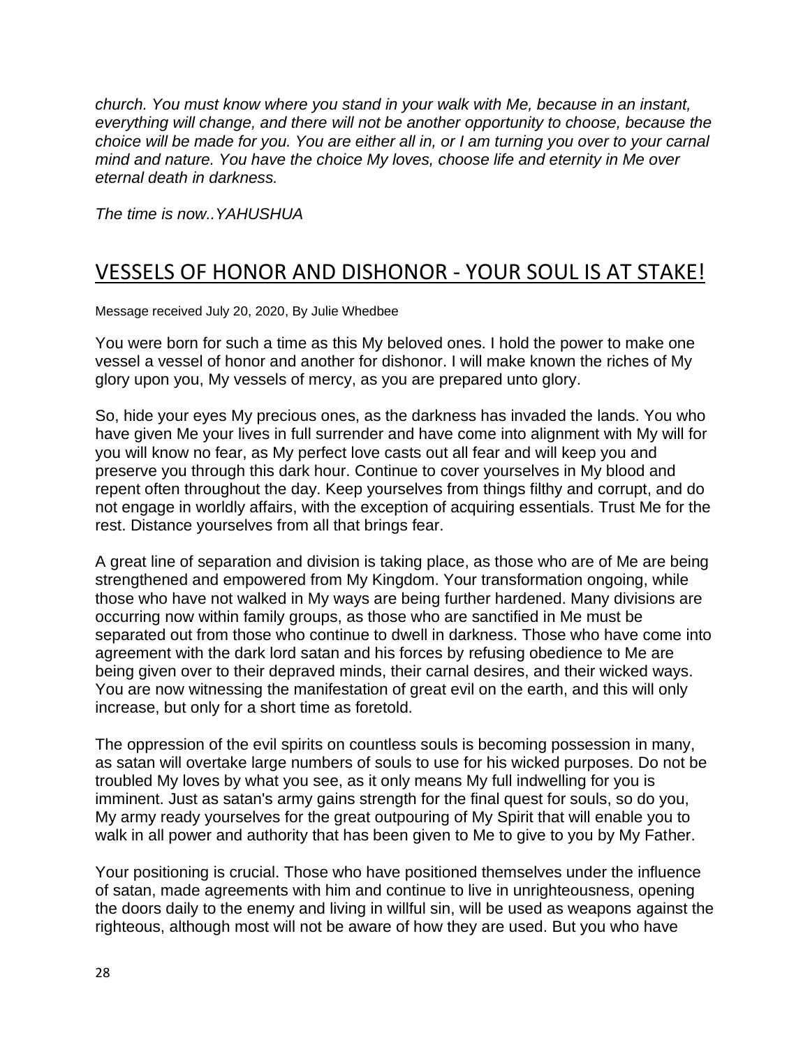*church. You must know where you stand in your walk with Me, because in an instant, everything will change, and there will not be another opportunity to choose, because the choice will be made for you. You are either all in, or I am turning you over to your carnal mind and nature. You have the choice My loves, choose life and eternity in Me over eternal death in darkness.*

*The time is now..YAHUSHUA*

## VESSELS OF HONOR AND DISHONOR - YOUR SOUL IS AT STAKE!

Message received July 20, 2020, By Julie Whedbee

You were born for such a time as this My beloved ones. I hold the power to make one vessel a vessel of honor and another for dishonor. I will make known the riches of My glory upon you, My vessels of mercy, as you are prepared unto glory.

So, hide your eyes My precious ones, as the darkness has invaded the lands. You who have given Me your lives in full surrender and have come into alignment with My will for you will know no fear, as My perfect love casts out all fear and will keep you and preserve you through this dark hour. Continue to cover yourselves in My blood and repent often throughout the day. Keep yourselves from things filthy and corrupt, and do not engage in worldly affairs, with the exception of acquiring essentials. Trust Me for the rest. Distance yourselves from all that brings fear.

A great line of separation and division is taking place, as those who are of Me are being strengthened and empowered from My Kingdom. Your transformation ongoing, while those who have not walked in My ways are being further hardened. Many divisions are occurring now within family groups, as those who are sanctified in Me must be separated out from those who continue to dwell in darkness. Those who have come into agreement with the dark lord satan and his forces by refusing obedience to Me are being given over to their depraved minds, their carnal desires, and their wicked ways. You are now witnessing the manifestation of great evil on the earth, and this will only increase, but only for a short time as foretold.

The oppression of the evil spirits on countless souls is becoming possession in many, as satan will overtake large numbers of souls to use for his wicked purposes. Do not be troubled My loves by what you see, as it only means My full indwelling for you is imminent. Just as satan's army gains strength for the final quest for souls, so do you, My army ready yourselves for the great outpouring of My Spirit that will enable you to walk in all power and authority that has been given to Me to give to you by My Father.

Your positioning is crucial. Those who have positioned themselves under the influence of satan, made agreements with him and continue to live in unrighteousness, opening the doors daily to the enemy and living in willful sin, will be used as weapons against the righteous, although most will not be aware of how they are used. But you who have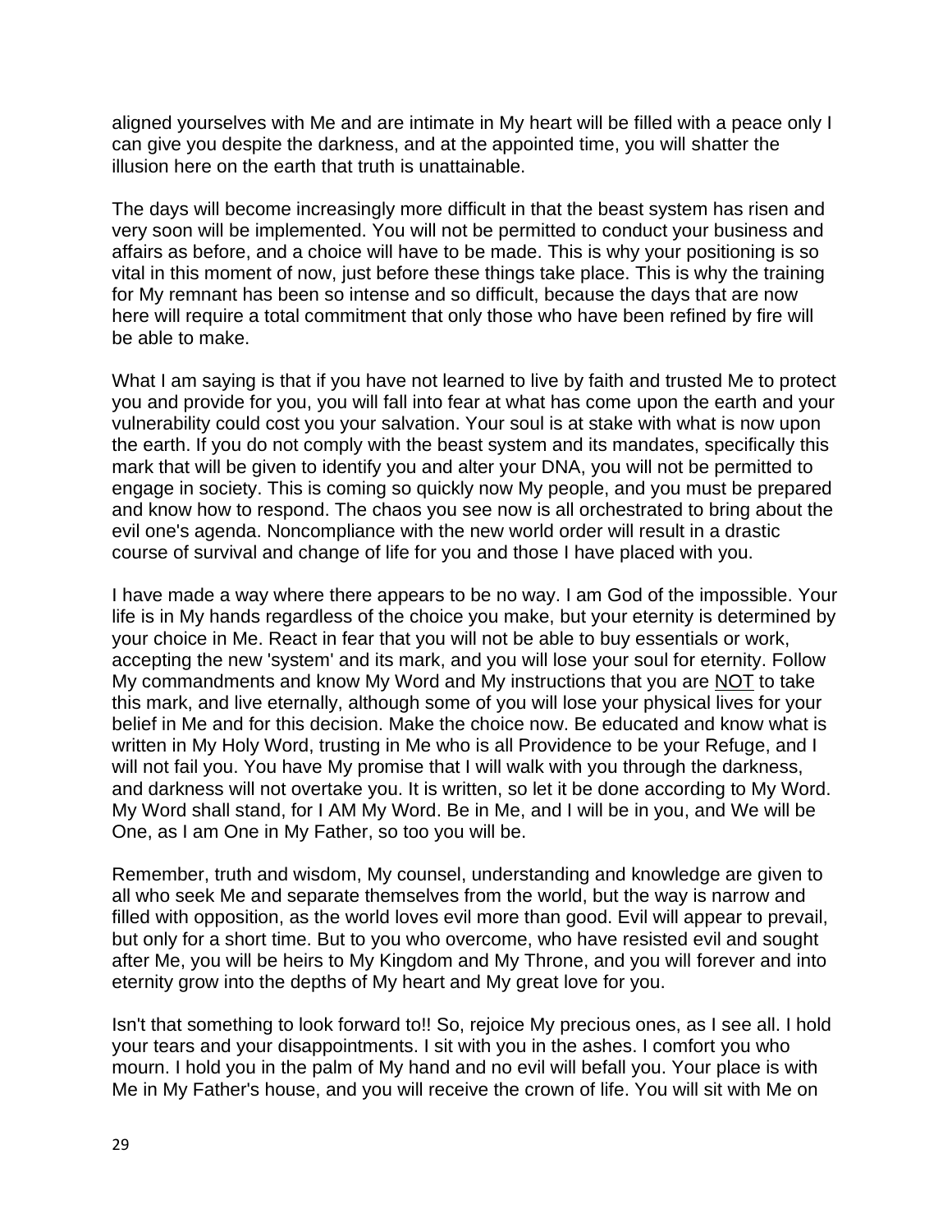aligned yourselves with Me and are intimate in My heart will be filled with a peace only I can give you despite the darkness, and at the appointed time, you will shatter the illusion here on the earth that truth is unattainable.

The days will become increasingly more difficult in that the beast system has risen and very soon will be implemented. You will not be permitted to conduct your business and affairs as before, and a choice will have to be made. This is why your positioning is so vital in this moment of now, just before these things take place. This is why the training for My remnant has been so intense and so difficult, because the days that are now here will require a total commitment that only those who have been refined by fire will be able to make.

What I am saying is that if you have not learned to live by faith and trusted Me to protect you and provide for you, you will fall into fear at what has come upon the earth and your vulnerability could cost you your salvation. Your soul is at stake with what is now upon the earth. If you do not comply with the beast system and its mandates, specifically this mark that will be given to identify you and alter your DNA, you will not be permitted to engage in society. This is coming so quickly now My people, and you must be prepared and know how to respond. The chaos you see now is all orchestrated to bring about the evil one's agenda. Noncompliance with the new world order will result in a drastic course of survival and change of life for you and those I have placed with you.

I have made a way where there appears to be no way. I am God of the impossible. Your life is in My hands regardless of the choice you make, but your eternity is determined by your choice in Me. React in fear that you will not be able to buy essentials or work, accepting the new 'system' and its mark, and you will lose your soul for eternity. Follow My commandments and know My Word and My instructions that you are <u>NOT</u> to take this mark, and live eternally, although some of you will lose your physical lives for your belief in Me and for this decision. Make the choice now. Be educated and know what is written in My Holy Word, trusting in Me who is all Providence to be your Refuge, and I will not fail you. You have My promise that I will walk with you through the darkness, and darkness will not overtake you. It is written, so let it be done according to My Word. My Word shall stand, for I AM My Word. Be in Me, and I will be in you, and We will be One, as I am One in My Father, so too you will be.

Remember, truth and wisdom, My counsel, understanding and knowledge are given to all who seek Me and separate themselves from the world, but the way is narrow and filled with opposition, as the world loves evil more than good. Evil will appear to prevail, but only for a short time. But to you who overcome, who have resisted evil and sought after Me, you will be heirs to My Kingdom and My Throne, and you will forever and into eternity grow into the depths of My heart and My great love for you.

Isn't that something to look forward to!! So, rejoice My precious ones, as I see all. I hold your tears and your disappointments. I sit with you in the ashes. I comfort you who mourn. I hold you in the palm of My hand and no evil will befall you. Your place is with Me in My Father's house, and you will receive the crown of life. You will sit with Me on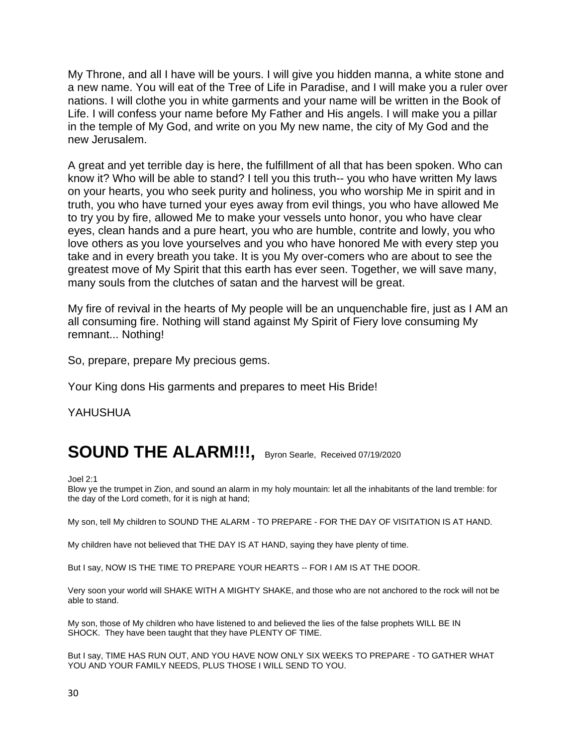My Throne, and all I have will be yours. I will give you hidden manna, a white stone and a new name. You will eat of the Tree of Life in Paradise, and I will make you a ruler over nations. I will clothe you in white garments and your name will be written in the Book of Life. I will confess your name before My Father and His angels. I will make you a pillar in the temple of My God, and write on you My new name, the city of My God and the new Jerusalem.

A great and yet terrible day is here, the fulfillment of all that has been spoken. Who can know it? Who will be able to stand? I tell you this truth-- you who have written My laws on your hearts, you who seek purity and holiness, you who worship Me in spirit and in truth, you who have turned your eyes away from evil things, you who have allowed Me to try you by fire, allowed Me to make your vessels unto honor, you who have clear eyes, clean hands and a pure heart, you who are humble, contrite and lowly, you who love others as you love yourselves and you who have honored Me with every step you take and in every breath you take. It is you My over-comers who are about to see the greatest move of My Spirit that this earth has ever seen. Together, we will save many, many souls from the clutches of satan and the harvest will be great.

My fire of revival in the hearts of My people will be an unquenchable fire, just as I AM an all consuming fire. Nothing will stand against My Spirit of Fiery love consuming My remnant... Nothing!

So, prepare, prepare My precious gems.

Your King dons His garments and prepares to meet His Bride!

YAHUSHUA

# SOUND THE ALARM!!!, Byron Searle, Received 07/19/2020

Joel 2:1
Blow ye the trumpet in Zion, and sound an alarm in my holy mountain: let all the inhabitants of the land tremble: for the day of the Lord cometh, for it is nigh at hand;

My son, tell My children to SOUND THE ALARM - TO PREPARE - FOR THE DAY OF VISITATION IS AT HAND.

My children have not believed that THE DAY IS AT HAND, saying they have plenty of time.

But I say, NOW IS THE TIME TO PREPARE YOUR HEARTS -- FOR I AM IS AT THE DOOR.

Very soon your world will SHAKE WITH A MIGHTY SHAKE, and those who are not anchored to the rock will not be able to stand.

My son, those of My children who have listened to and believed the lies of the false prophets WILL BE IN SHOCK. They have been taught that they have PLENTY OF TIME.

But I say, TIME HAS RUN OUT, AND YOU HAVE NOW ONLY SIX WEEKS TO PREPARE - TO GATHER WHAT YOU AND YOUR FAMILY NEEDS, PLUS THOSE I WILL SEND TO YOU.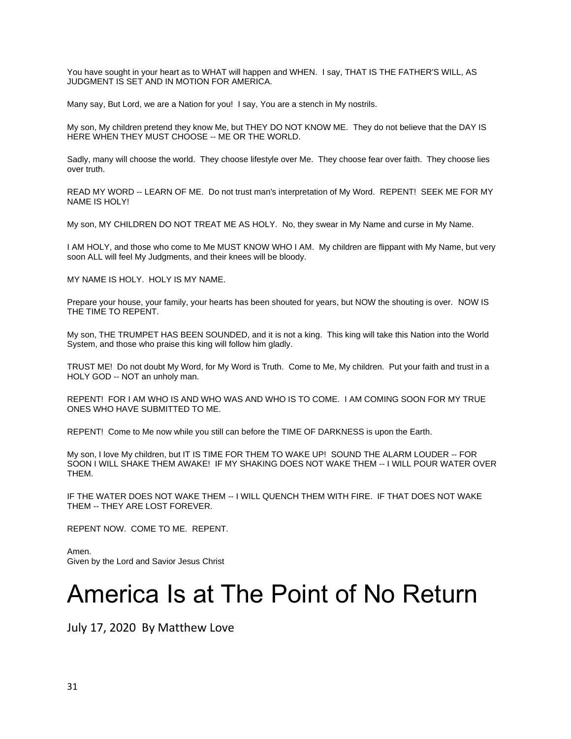You have sought in your heart as to WHAT will happen and WHEN.  I say, THAT IS THE FATHER'S WILL, AS JUDGMENT IS SET AND IN MOTION FOR AMERICA.

Many say, But Lord, we are a Nation for you!  I say, You are a stench in My nostrils.

My son, My children pretend they know Me, but THEY DO NOT KNOW ME.  They do not believe that the DAY IS HERE WHEN THEY MUST CHOOSE -- ME OR THE WORLD.

Sadly, many will choose the world.  They choose lifestyle over Me.  They choose fear over faith.  They choose lies over truth.

READ MY WORD -- LEARN OF ME.  Do not trust man's interpretation of My Word.  REPENT!  SEEK ME FOR MY NAME IS HOLY!

My son, MY CHILDREN DO NOT TREAT ME AS HOLY.  No, they swear in My Name and curse in My Name.

I AM HOLY, and those who come to Me MUST KNOW WHO I AM.  My children are flippant with My Name, but very soon ALL will feel My Judgments, and their knees will be bloody.

MY NAME IS HOLY.  HOLY IS MY NAME.

Prepare your house, your family, your hearts has been shouted for years, but NOW the shouting is over.  NOW IS THE TIME TO REPENT.

My son, THE TRUMPET HAS BEEN SOUNDED, and it is not a king.  This king will take this Nation into the World System, and those who praise this king will follow him gladly.

TRUST ME!  Do not doubt My Word, for My Word is Truth.  Come to Me, My children.  Put your faith and trust in a HOLY GOD -- NOT an unholy man.

REPENT!  FOR I AM WHO IS AND WHO WAS AND WHO IS TO COME.  I AM COMING SOON FOR MY TRUE ONES WHO HAVE SUBMITTED TO ME.

REPENT!  Come to Me now while you still can before the TIME OF DARKNESS is upon the Earth.

My son, I love My children, but IT IS TIME FOR THEM TO WAKE UP!  SOUND THE ALARM LOUDER -- FOR SOON I WILL SHAKE THEM AWAKE!  IF MY SHAKING DOES NOT WAKE THEM -- I WILL POUR WATER OVER THEM.

IF THE WATER DOES NOT WAKE THEM -- I WILL QUENCH THEM WITH FIRE.  IF THAT DOES NOT WAKE THEM -- THEY ARE LOST FOREVER.

REPENT NOW.  COME TO ME.  REPENT.

Amen.
Given by the Lord and Savior Jesus Christ

# America Is at The Point of No Return

July 17, 2020  By Matthew Love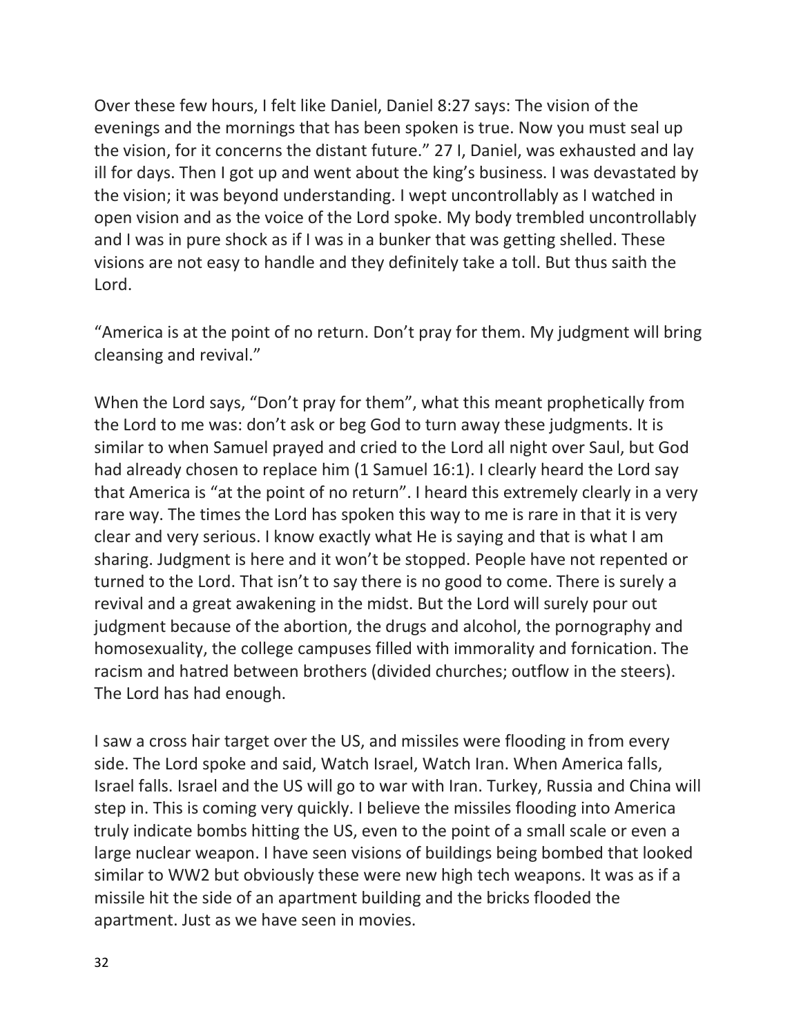Over these few hours, I felt like Daniel, Daniel 8:27 says: The vision of the evenings and the mornings that has been spoken is true. Now you must seal up the vision, for it concerns the distant future." 27 I, Daniel, was exhausted and lay ill for days. Then I got up and went about the king's business. I was devastated by the vision; it was beyond understanding. I wept uncontrollably as I watched in open vision and as the voice of the Lord spoke. My body trembled uncontrollably and I was in pure shock as if I was in a bunker that was getting shelled. These visions are not easy to handle and they definitely take a toll. But thus saith the Lord.

"America is at the point of no return. Don't pray for them. My judgment will bring cleansing and revival."

When the Lord says, "Don't pray for them", what this meant prophetically from the Lord to me was: don't ask or beg God to turn away these judgments. It is similar to when Samuel prayed and cried to the Lord all night over Saul, but God had already chosen to replace him (1 Samuel 16:1). I clearly heard the Lord say that America is "at the point of no return". I heard this extremely clearly in a very rare way. The times the Lord has spoken this way to me is rare in that it is very clear and very serious. I know exactly what He is saying and that is what I am sharing. Judgment is here and it won't be stopped. People have not repented or turned to the Lord. That isn't to say there is no good to come. There is surely a revival and a great awakening in the midst. But the Lord will surely pour out judgment because of the abortion, the drugs and alcohol, the pornography and homosexuality, the college campuses filled with immorality and fornication. The racism and hatred between brothers (divided churches; outflow in the steers). The Lord has had enough.

I saw a cross hair target over the US, and missiles were flooding in from every side. The Lord spoke and said, Watch Israel, Watch Iran. When America falls, Israel falls. Israel and the US will go to war with Iran. Turkey, Russia and China will step in. This is coming very quickly. I believe the missiles flooding into America truly indicate bombs hitting the US, even to the point of a small scale or even a large nuclear weapon. I have seen visions of buildings being bombed that looked similar to WW2 but obviously these were new high tech weapons. It was as if a missile hit the side of an apartment building and the bricks flooded the apartment. Just as we have seen in movies.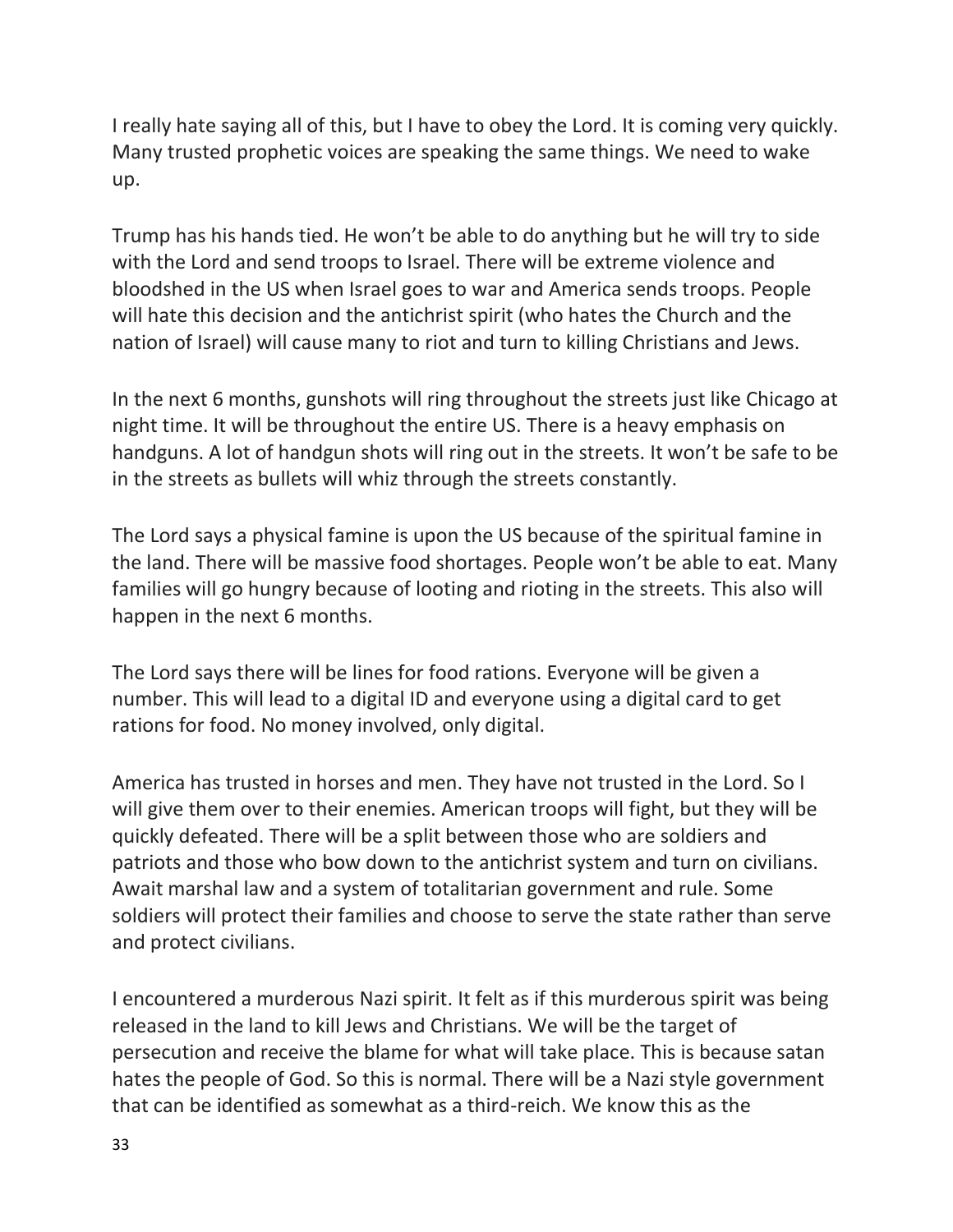I really hate saying all of this, but I have to obey the Lord. It is coming very quickly. Many trusted prophetic voices are speaking the same things. We need to wake up.

Trump has his hands tied. He won't be able to do anything but he will try to side with the Lord and send troops to Israel. There will be extreme violence and bloodshed in the US when Israel goes to war and America sends troops. People will hate this decision and the antichrist spirit (who hates the Church and the nation of Israel) will cause many to riot and turn to killing Christians and Jews.

In the next 6 months, gunshots will ring throughout the streets just like Chicago at night time. It will be throughout the entire US. There is a heavy emphasis on handguns. A lot of handgun shots will ring out in the streets. It won't be safe to be in the streets as bullets will whiz through the streets constantly.

The Lord says a physical famine is upon the US because of the spiritual famine in the land. There will be massive food shortages. People won't be able to eat. Many families will go hungry because of looting and rioting in the streets. This also will happen in the next 6 months.

The Lord says there will be lines for food rations. Everyone will be given a number. This will lead to a digital ID and everyone using a digital card to get rations for food. No money involved, only digital.

America has trusted in horses and men. They have not trusted in the Lord. So I will give them over to their enemies. American troops will fight, but they will be quickly defeated. There will be a split between those who are soldiers and patriots and those who bow down to the antichrist system and turn on civilians. Await marshal law and a system of totalitarian government and rule. Some soldiers will protect their families and choose to serve the state rather than serve and protect civilians.

I encountered a murderous Nazi spirit. It felt as if this murderous spirit was being released in the land to kill Jews and Christians. We will be the target of persecution and receive the blame for what will take place. This is because satan hates the people of God. So this is normal. There will be a Nazi style government that can be identified as somewhat as a third-reich. We know this as the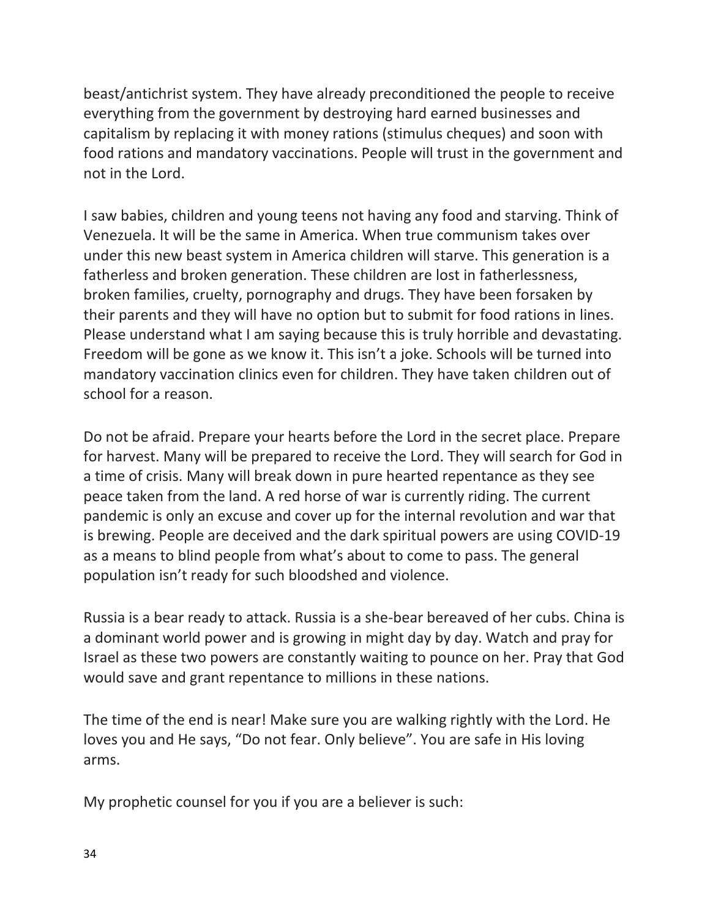beast/antichrist system. They have already preconditioned the people to receive everything from the government by destroying hard earned businesses and capitalism by replacing it with money rations (stimulus cheques) and soon with food rations and mandatory vaccinations. People will trust in the government and not in the Lord.

I saw babies, children and young teens not having any food and starving. Think of Venezuela. It will be the same in America. When true communism takes over under this new beast system in America children will starve. This generation is a fatherless and broken generation. These children are lost in fatherlessness, broken families, cruelty, pornography and drugs. They have been forsaken by their parents and they will have no option but to submit for food rations in lines. Please understand what I am saying because this is truly horrible and devastating. Freedom will be gone as we know it. This isn't a joke. Schools will be turned into mandatory vaccination clinics even for children. They have taken children out of school for a reason.

Do not be afraid. Prepare your hearts before the Lord in the secret place. Prepare for harvest. Many will be prepared to receive the Lord. They will search for God in a time of crisis. Many will break down in pure hearted repentance as they see peace taken from the land. A red horse of war is currently riding. The current pandemic is only an excuse and cover up for the internal revolution and war that is brewing. People are deceived and the dark spiritual powers are using COVID-19 as a means to blind people from what's about to come to pass. The general population isn't ready for such bloodshed and violence.

Russia is a bear ready to attack. Russia is a she-bear bereaved of her cubs. China is a dominant world power and is growing in might day by day. Watch and pray for Israel as these two powers are constantly waiting to pounce on her. Pray that God would save and grant repentance to millions in these nations.

The time of the end is near! Make sure you are walking rightly with the Lord. He loves you and He says, "Do not fear. Only believe". You are safe in His loving arms.

My prophetic counsel for you if you are a believer is such: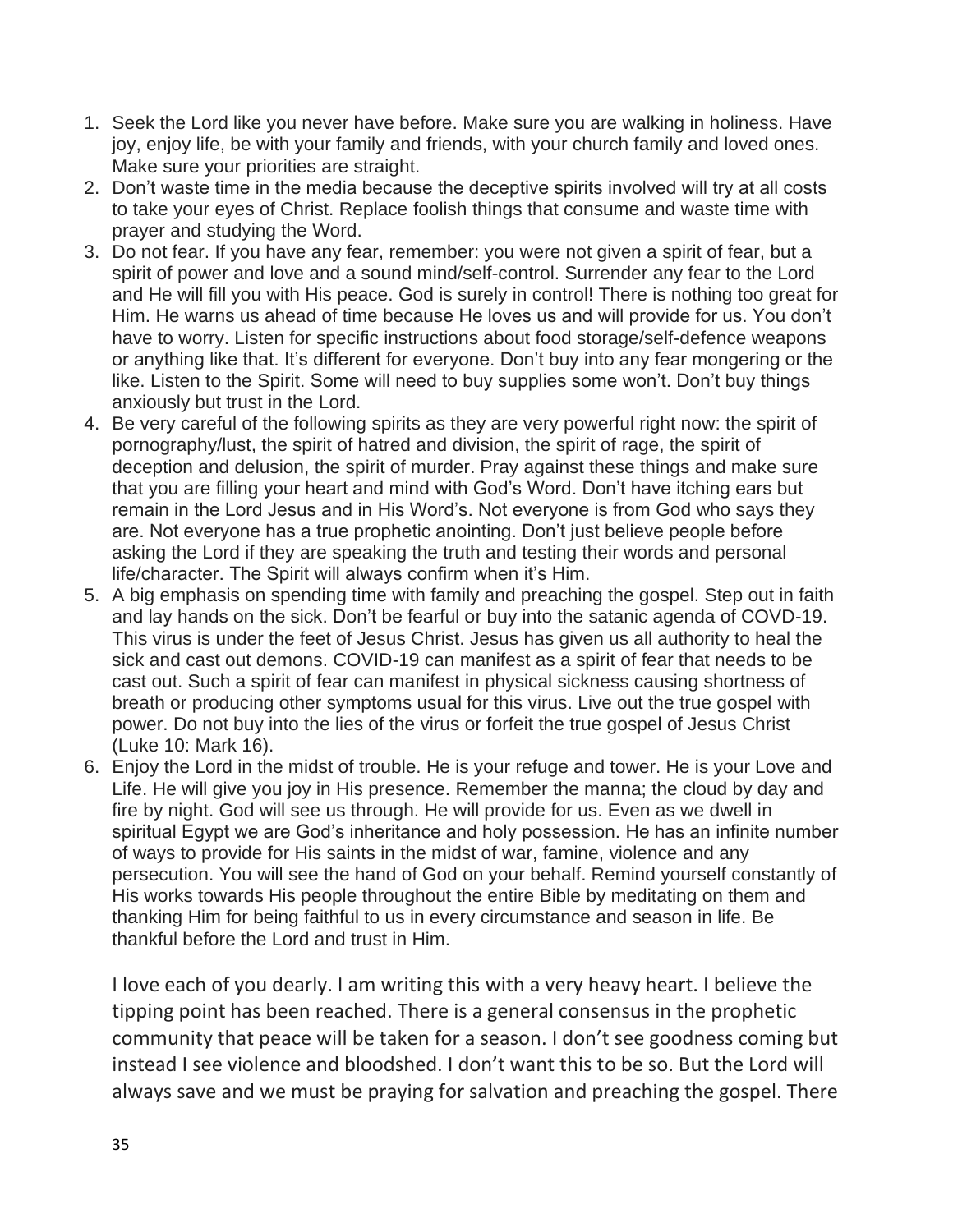1. Seek the Lord like you never have before. Make sure you are walking in holiness. Have joy, enjoy life, be with your family and friends, with your church family and loved ones. Make sure your priorities are straight.
2. Don't waste time in the media because the deceptive spirits involved will try at all costs to take your eyes of Christ. Replace foolish things that consume and waste time with prayer and studying the Word.
3. Do not fear. If you have any fear, remember: you were not given a spirit of fear, but a spirit of power and love and a sound mind/self-control. Surrender any fear to the Lord and He will fill you with His peace. God is surely in control! There is nothing too great for Him. He warns us ahead of time because He loves us and will provide for us. You don't have to worry. Listen for specific instructions about food storage/self-defence weapons or anything like that. It's different for everyone. Don't buy into any fear mongering or the like. Listen to the Spirit. Some will need to buy supplies some won't. Don't buy things anxiously but trust in the Lord.
4. Be very careful of the following spirits as they are very powerful right now: the spirit of pornography/lust, the spirit of hatred and division, the spirit of rage, the spirit of deception and delusion, the spirit of murder. Pray against these things and make sure that you are filling your heart and mind with God's Word. Don't have itching ears but remain in the Lord Jesus and in His Word's. Not everyone is from God who says they are. Not everyone has a true prophetic anointing. Don't just believe people before asking the Lord if they are speaking the truth and testing their words and personal life/character. The Spirit will always confirm when it's Him.
5. A big emphasis on spending time with family and preaching the gospel. Step out in faith and lay hands on the sick. Don't be fearful or buy into the satanic agenda of COVD-19. This virus is under the feet of Jesus Christ. Jesus has given us all authority to heal the sick and cast out demons. COVID-19 can manifest as a spirit of fear that needs to be cast out. Such a spirit of fear can manifest in physical sickness causing shortness of breath or producing other symptoms usual for this virus. Live out the true gospel with power. Do not buy into the lies of the virus or forfeit the true gospel of Jesus Christ (Luke 10: Mark 16).
6. Enjoy the Lord in the midst of trouble. He is your refuge and tower. He is your Love and Life. He will give you joy in His presence. Remember the manna; the cloud by day and fire by night. God will see us through. He will provide for us. Even as we dwell in spiritual Egypt we are God's inheritance and holy possession. He has an infinite number of ways to provide for His saints in the midst of war, famine, violence and any persecution. You will see the hand of God on your behalf. Remind yourself constantly of His works towards His people throughout the entire Bible by meditating on them and thanking Him for being faithful to us in every circumstance and season in life. Be thankful before the Lord and trust in Him.

I love each of you dearly. I am writing this with a very heavy heart. I believe the tipping point has been reached. There is a general consensus in the prophetic community that peace will be taken for a season. I don't see goodness coming but instead I see violence and bloodshed. I don't want this to be so. But the Lord will always save and we must be praying for salvation and preaching the gospel. There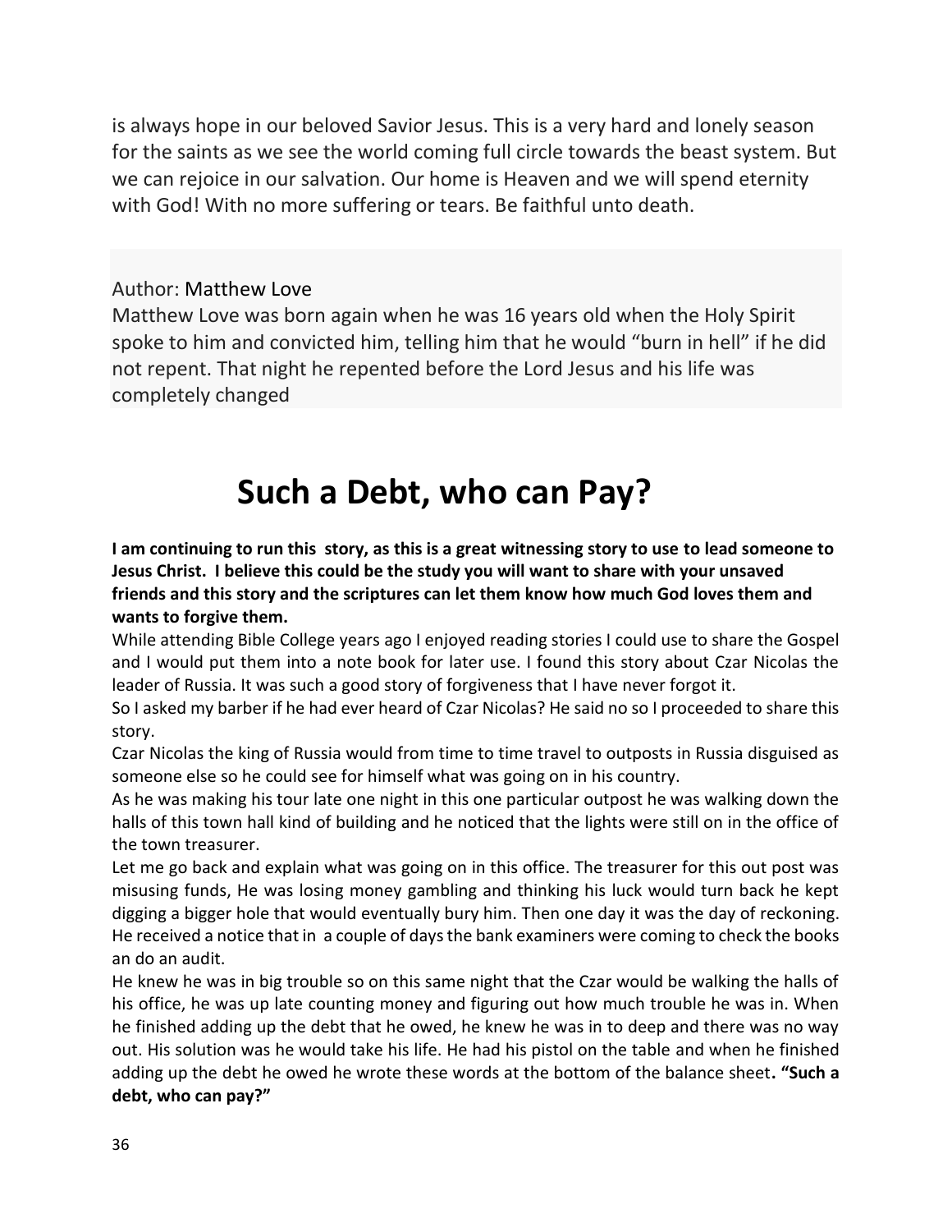is always hope in our beloved Savior Jesus. This is a very hard and lonely season for the saints as we see the world coming full circle towards the beast system. But we can rejoice in our salvation. Our home is Heaven and we will spend eternity with God! With no more suffering or tears. Be faithful unto death.

Author: Matthew Love
Matthew Love was born again when he was 16 years old when the Holy Spirit spoke to him and convicted him, telling him that he would "burn in hell" if he did not repent. That night he repented before the Lord Jesus and his life was completely changed

# Such a Debt, who can Pay?

**I am continuing to run this story, as this is a great witnessing story to use to lead someone to Jesus Christ. I believe this could be the study you will want to share with your unsaved friends and this story and the scriptures can let them know how much God loves them and wants to forgive them.**

While attending Bible College years ago I enjoyed reading stories I could use to share the Gospel and I would put them into a note book for later use. I found this story about Czar Nicolas the leader of Russia. It was such a good story of forgiveness that I have never forgot it.

So I asked my barber if he had ever heard of Czar Nicolas? He said no so I proceeded to share this story.

Czar Nicolas the king of Russia would from time to time travel to outposts in Russia disguised as someone else so he could see for himself what was going on in his country.

As he was making his tour late one night in this one particular outpost he was walking down the halls of this town hall kind of building and he noticed that the lights were still on in the office of the town treasurer.

Let me go back and explain what was going on in this office. The treasurer for this out post was misusing funds, He was losing money gambling and thinking his luck would turn back he kept digging a bigger hole that would eventually bury him. Then one day it was the day of reckoning. He received a notice that in a couple of days the bank examiners were coming to check the books an do an audit.

He knew he was in big trouble so on this same night that the Czar would be walking the halls of his office, he was up late counting money and figuring out how much trouble he was in. When he finished adding up the debt that he owed, he knew he was in to deep and there was no way out. His solution was he would take his life. He had his pistol on the table and when he finished adding up the debt he owed he wrote these words at the bottom of the balance sheet**. "Such a debt, who can pay?"**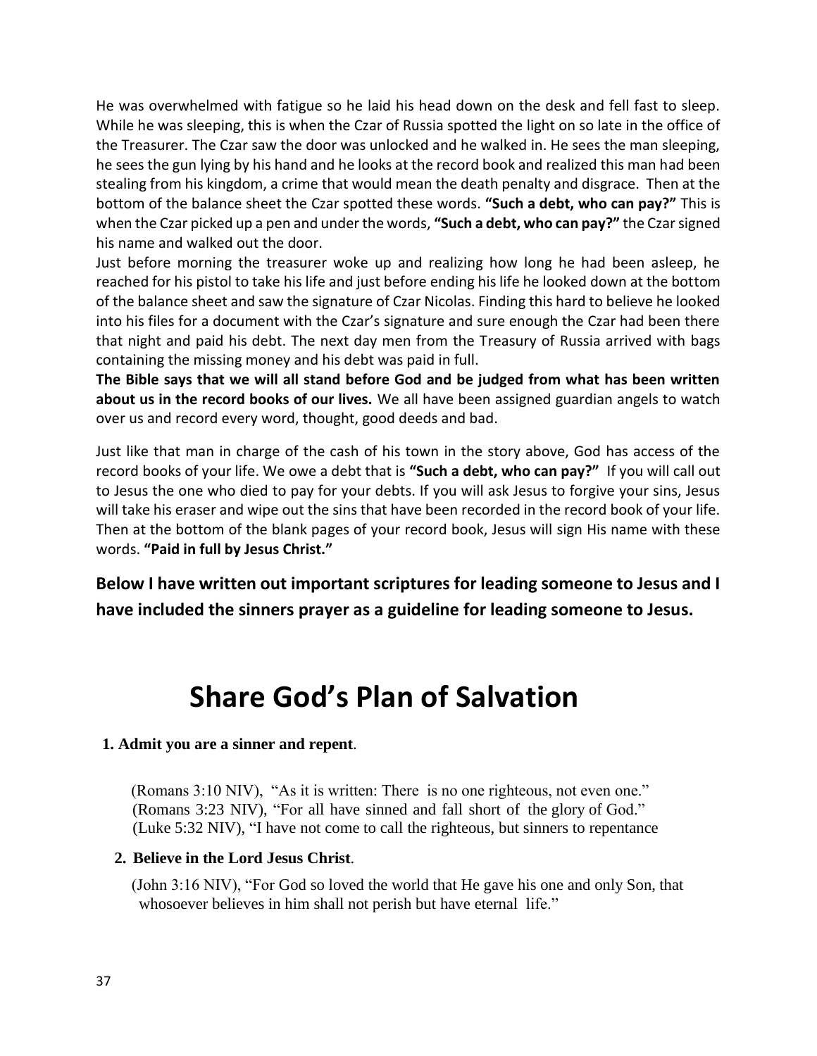He was overwhelmed with fatigue so he laid his head down on the desk and fell fast to sleep. While he was sleeping, this is when the Czar of Russia spotted the light on so late in the office of the Treasurer. The Czar saw the door was unlocked and he walked in. He sees the man sleeping, he sees the gun lying by his hand and he looks at the record book and realized this man had been stealing from his kingdom, a crime that would mean the death penalty and disgrace. Then at the bottom of the balance sheet the Czar spotted these words. **"Such a debt, who can pay?"** This is when the Czar picked up a pen and under the words, **"Such a debt, who can pay?"** the Czar signed his name and walked out the door.

Just before morning the treasurer woke up and realizing how long he had been asleep, he reached for his pistol to take his life and just before ending his life he looked down at the bottom of the balance sheet and saw the signature of Czar Nicolas. Finding this hard to believe he looked into his files for a document with the Czar's signature and sure enough the Czar had been there that night and paid his debt. The next day men from the Treasury of Russia arrived with bags containing the missing money and his debt was paid in full.

**The Bible says that we will all stand before God and be judged from what has been written about us in the record books of our lives.** We all have been assigned guardian angels to watch over us and record every word, thought, good deeds and bad.

Just like that man in charge of the cash of his town in the story above, God has access of the record books of your life. We owe a debt that is **"Such a debt, who can pay?"** If you will call out to Jesus the one who died to pay for your debts. If you will ask Jesus to forgive your sins, Jesus will take his eraser and wipe out the sins that have been recorded in the record book of your life. Then at the bottom of the blank pages of your record book, Jesus will sign His name with these words. **"Paid in full by Jesus Christ."**

**Below I have written out important scriptures for leading someone to Jesus and I have included the sinners prayer as a guideline for leading someone to Jesus.**

# Share God's Plan of Salvation

**1. Admit you are a sinner and repent**.

(Romans 3:10 NIV), "As it is written: There is no one righteous, not even one."
(Romans 3:23 NIV), "For all have sinned and fall short of the glory of God."
(Luke 5:32 NIV), "I have not come to call the righteous, but sinners to repentance

**2. Believe in the Lord Jesus Christ**.

(John 3:16 NIV), "For God so loved the world that He gave his one and only Son, that whosoever believes in him shall not perish but have eternal life."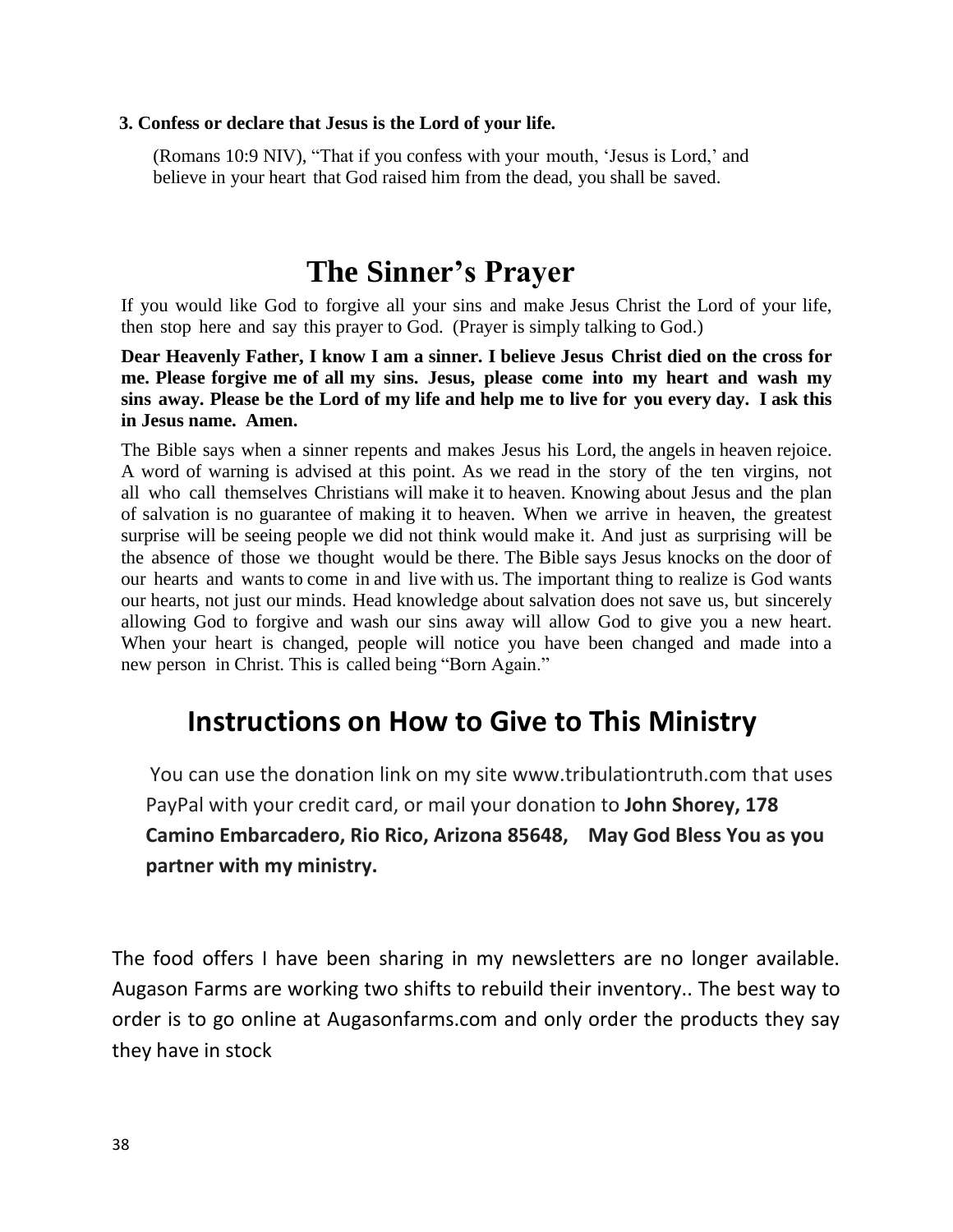**3. Confess or declare that Jesus is the Lord of your life.**

(Romans 10:9 NIV), "That if you confess with your mouth, 'Jesus is Lord,' and believe in your heart that God raised him from the dead, you shall be saved.

# The Sinner's Prayer

If you would like God to forgive all your sins and make Jesus Christ the Lord of your life, then stop here and say this prayer to God. (Prayer is simply talking to God.)

**Dear Heavenly Father, I know I am a sinner. I believe Jesus Christ died on the cross for me. Please forgive me of all my sins. Jesus, please come into my heart and wash my sins away. Please be the Lord of my life and help me to live for you every day. I ask this in Jesus name. Amen.**

The Bible says when a sinner repents and makes Jesus his Lord, the angels in heaven rejoice. A word of warning is advised at this point. As we read in the story of the ten virgins, not all who call themselves Christians will make it to heaven. Knowing about Jesus and the plan of salvation is no guarantee of making it to heaven. When we arrive in heaven, the greatest surprise will be seeing people we did not think would make it. And just as surprising will be the absence of those we thought would be there. The Bible says Jesus knocks on the door of our hearts and wants to come in and live with us. The important thing to realize is God wants our hearts, not just our minds. Head knowledge about salvation does not save us, but sincerely allowing God to forgive and wash our sins away will allow God to give you a new heart. When your heart is changed, people will notice you have been changed and made into a new person in Christ. This is called being "Born Again."

## Instructions on How to Give to This Ministry

You can use the donation link on my site www.tribulationtruth.com that uses PayPal with your credit card, or mail your donation to **John Shorey, 178 Camino Embarcadero, Rio Rico, Arizona 85648, May God Bless You as you partner with my ministry.**

The food offers I have been sharing in my newsletters are no longer available. Augason Farms are working two shifts to rebuild their inventory.. The best way to order is to go online at Augasonfarms.com and only order the products they say they have in stock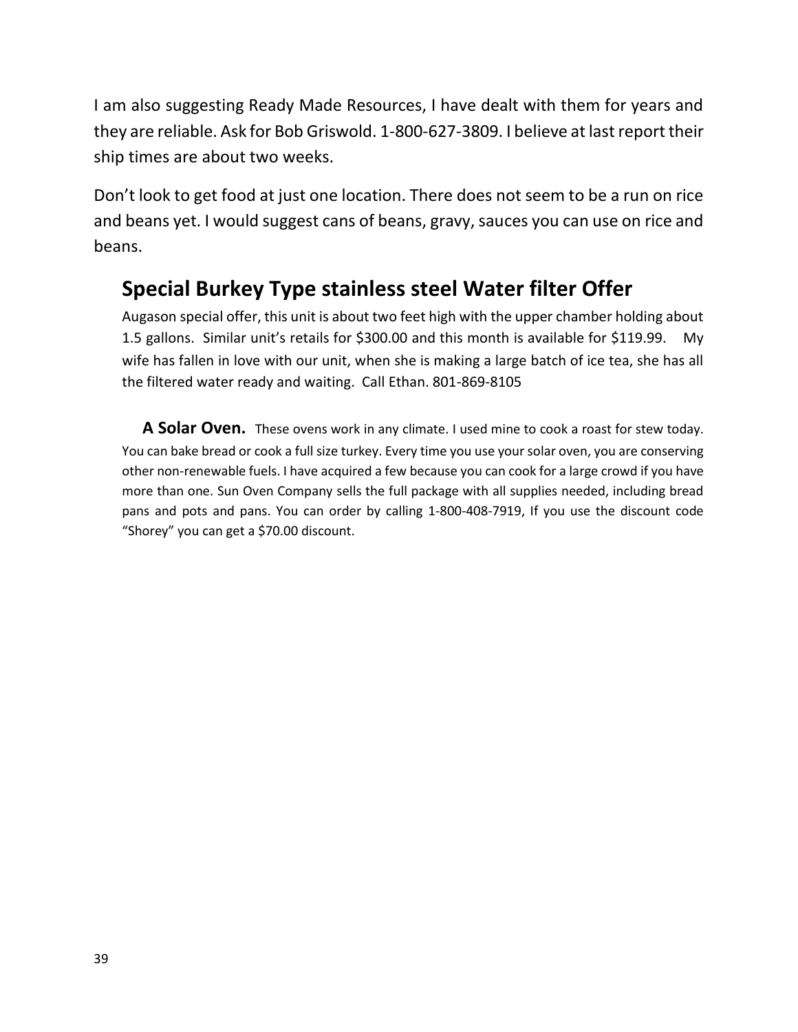I am also suggesting Ready Made Resources, I have dealt with them for years and they are reliable. Ask for Bob Griswold. 1-800-627-3809. I believe at last report their ship times are about two weeks.

Don't look to get food at just one location. There does not seem to be a run on rice and beans yet. I would suggest cans of beans, gravy, sauces you can use on rice and beans.

## Special Burkey Type stainless steel Water filter Offer

Augason special offer, this unit is about two feet high with the upper chamber holding about 1.5 gallons. Similar unit's retails for $300.00 and this month is available for $119.99. My wife has fallen in love with our unit, when she is making a large batch of ice tea, she has all the filtered water ready and waiting. Call Ethan. 801-869-8105

**A Solar Oven.** These ovens work in any climate. I used mine to cook a roast for stew today. You can bake bread or cook a full size turkey. Every time you use your solar oven, you are conserving other non-renewable fuels. I have acquired a few because you can cook for a large crowd if you have more than one. Sun Oven Company sells the full package with all supplies needed, including bread pans and pots and pans. You can order by calling 1-800-408-7919, If you use the discount code "Shorey" you can get a $70.00 discount.